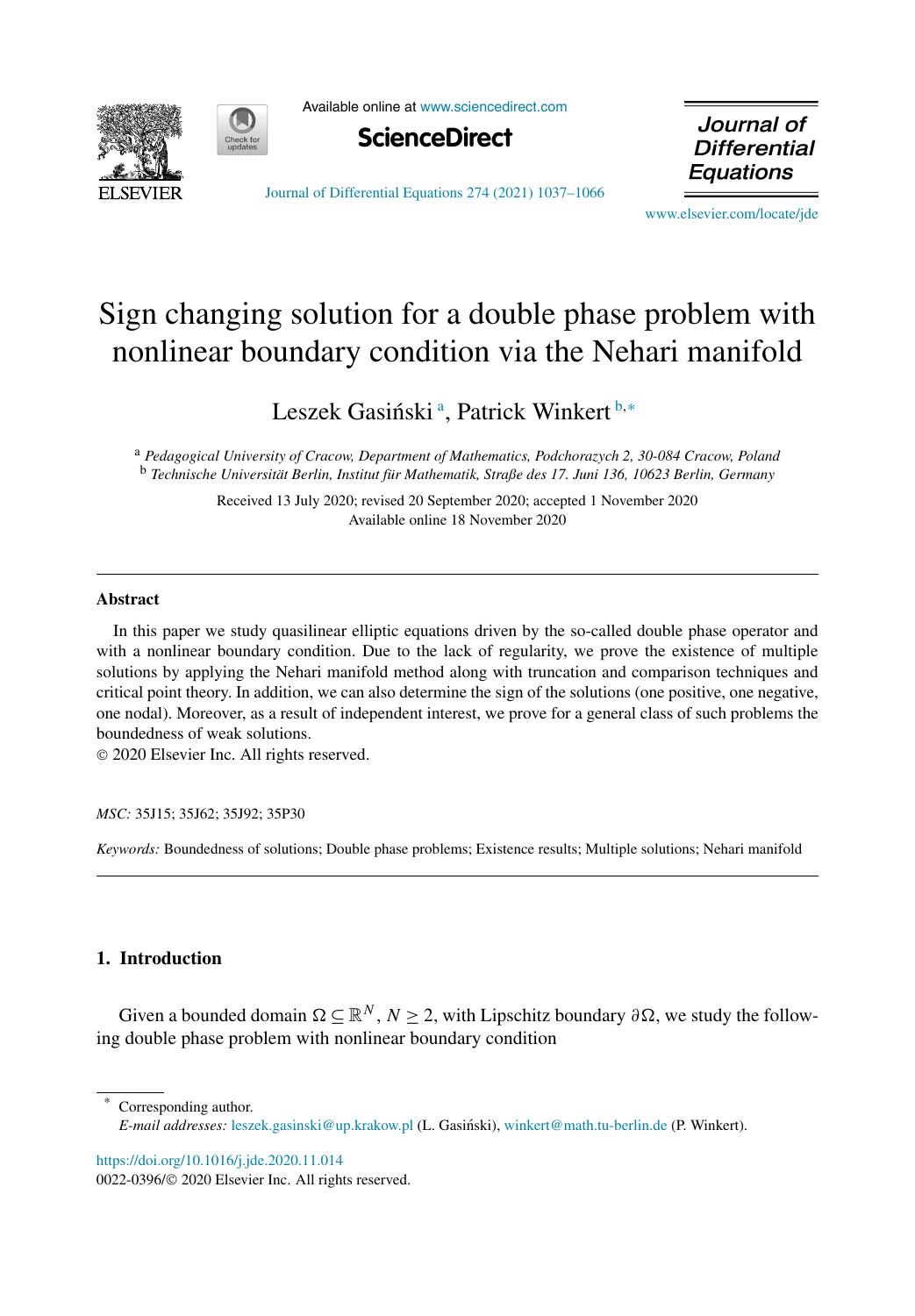# Sign changing solution for a double phase problem with nonlinear boundary condition via the Nehari manifold

Leszek Gasiński [a], Patrick Winkert [b,*]

[a] *Pedagogical University of Cracow, Department of Mathematics, Podchorazych 2, 30-084 Cracow, Poland*
[b] *Technische Universität Berlin, Institut für Mathematik, Straße des 17. Juni 136, 10623 Berlin, Germany*

Received 13 July 2020; revised 20 September 2020; accepted 1 November 2020
Available online 18 November 2020

## Abstract

In this paper we study quasilinear elliptic equations driven by the so-called double phase operator and with a nonlinear boundary condition. Due to the lack of regularity, we prove the existence of multiple solutions by applying the Nehari manifold method along with truncation and comparison techniques and critical point theory. In addition, we can also determine the sign of the solutions (one positive, one negative, one nodal). Moreover, as a result of independent interest, we prove for a general class of such problems the boundedness of weak solutions.

© 2020 Elsevier Inc. All rights reserved.

*MSC:* 35J15; 35J62; 35J92; 35P30

*Keywords:* Boundedness of solutions; Double phase problems; Existence results; Multiple solutions; Nehari manifold

## 1. Introduction

Given a bounded domain $\Omega \subseteq \mathbb{R}^N$, $N \geq 2$, with Lipschitz boundary $\partial\Omega$, we study the following double phase problem with nonlinear boundary condition

---

\* Corresponding author.
*E-mail addresses:* leszek.gasinski@up.krakow.pl (L. Gasiński), winkert@math.tu-berlin.de (P. Winkert).

https://doi.org/10.1016/j.jde.2020.11.014
0022-0396/© 2020 Elsevier Inc. All rights reserved.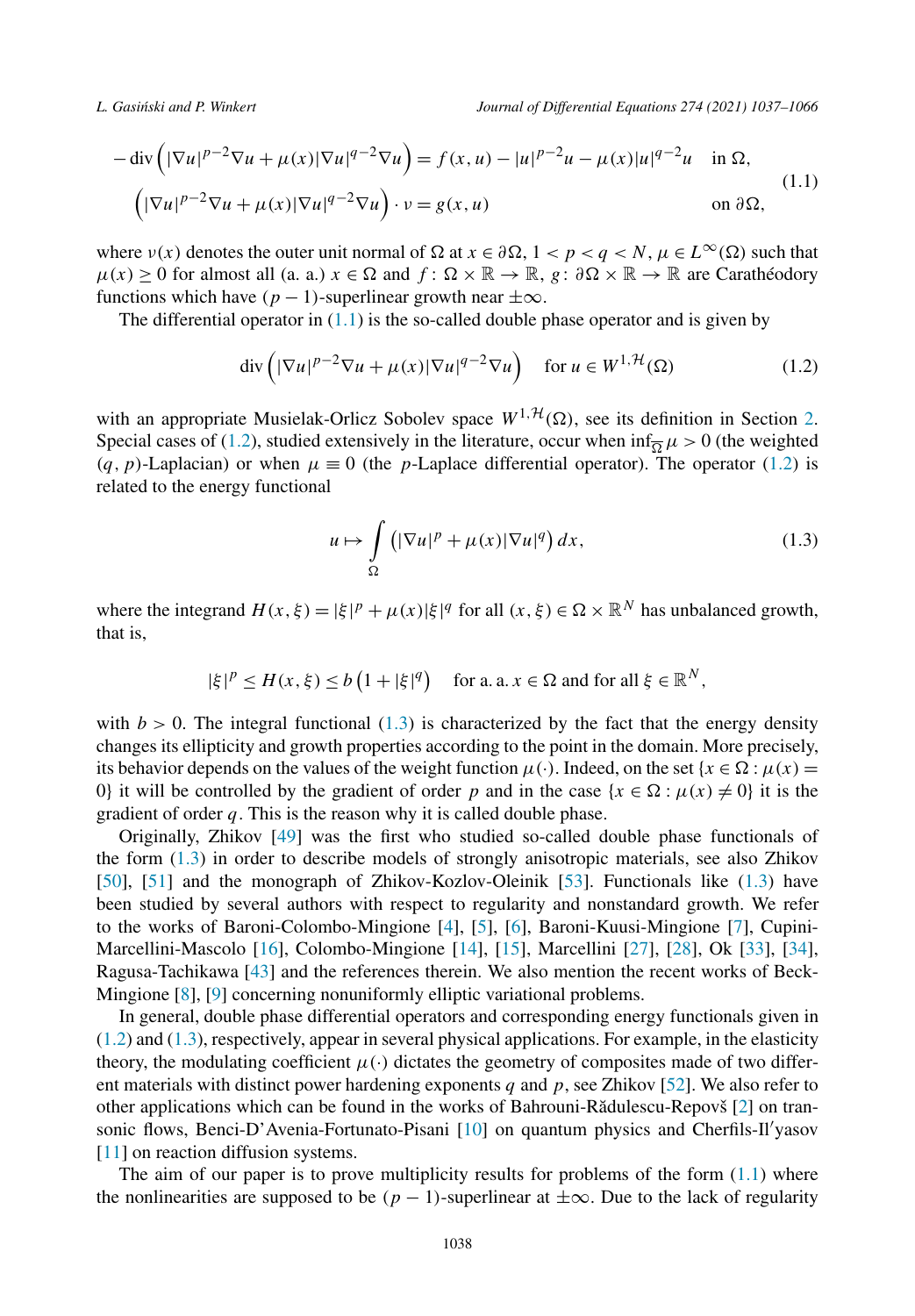$$
\begin{aligned}
-\operatorname{div}\left(|\nabla u|^{p-2}\nabla u+\mu(x)|\nabla u|^{q-2}\nabla u\right) &= f(x,u)-|u|^{p-2}u-\mu(x)|u|^{q-2}u \quad && \text{in } \Omega,\\
\left(|\nabla u|^{p-2}\nabla u+\mu(x)|\nabla u|^{q-2}\nabla u\right)\cdot \nu &= g(x,u) && \text{on } \partial\Omega,
\end{aligned}
\tag{1.1}
$$

where $\nu(x)$ denotes the outer unit normal of $\Omega$ at $x \in \partial\Omega$, $1 < p < q < N$, $\mu \in L^\infty(\Omega)$ such that $\mu(x) \geq 0$ for almost all (a. a.) $x \in \Omega$ and $f : \Omega \times \mathbb{R} \to \mathbb{R}$, $g : \partial\Omega \times \mathbb{R} \to \mathbb{R}$ are Carathéodory functions which have $(p-1)$-superlinear growth near $\pm\infty$.

The differential operator in (1.1) is the so-called double phase operator and is given by

$$
\operatorname{div}\left(|\nabla u|^{p-2}\nabla u+\mu(x)|\nabla u|^{q-2}\nabla u\right) \quad \text{for } u \in W^{1,\mathcal{H}}(\Omega)
\tag{1.2}
$$

with an appropriate Musielak-Orlicz Sobolev space $W^{1,\mathcal{H}}(\Omega)$, see its definition in Section 2. Special cases of (1.2), studied extensively in the literature, occur when $\inf_{\overline{\Omega}} \mu > 0$ (the weighted $(q,p)$-Laplacian) or when $\mu \equiv 0$ (the $p$-Laplace differential operator). The operator (1.2) is related to the energy functional

$$
u \mapsto \int_\Omega \left(|\nabla u|^p + \mu(x)|\nabla u|^q\right) dx,
\tag{1.3}
$$

where the integrand $H(x,\xi) = |\xi|^p + \mu(x)|\xi|^q$ for all $(x,\xi) \in \Omega \times \mathbb{R}^N$ has unbalanced growth, that is,

$$
|\xi|^p \leq H(x,\xi) \leq b\left(1+|\xi|^q\right) \quad \text{for a. a. } x \in \Omega \text{ and for all } \xi \in \mathbb{R}^N,
$$

with $b > 0$. The integral functional (1.3) is characterized by the fact that the energy density changes its ellipticity and growth properties according to the point in the domain. More precisely, its behavior depends on the values of the weight function $\mu(\cdot)$. Indeed, on the set $\{x \in \Omega : \mu(x) = 0\}$ it will be controlled by the gradient of order $p$ and in the case $\{x \in \Omega : \mu(x) \neq 0\}$ it is the gradient of order $q$. This is the reason why it is called double phase.

Originally, Zhikov [49] was the first who studied so-called double phase functionals of the form (1.3) in order to describe models of strongly anisotropic materials, see also Zhikov [50], [51] and the monograph of Zhikov-Kozlov-Oleinik [53]. Functionals like (1.3) have been studied by several authors with respect to regularity and nonstandard growth. We refer to the works of Baroni-Colombo-Mingione [4], [5], [6], Baroni-Kuusi-Mingione [7], Cupini-Marcellini-Mascolo [16], Colombo-Mingione [14], [15], Marcellini [27], [28], Ok [33], [34], Ragusa-Tachikawa [43] and the references therein. We also mention the recent works of Beck-Mingione [8], [9] concerning nonuniformly elliptic variational problems.

In general, double phase differential operators and corresponding energy functionals given in (1.2) and (1.3), respectively, appear in several physical applications. For example, in the elasticity theory, the modulating coefficient $\mu(\cdot)$ dictates the geometry of composites made of two different materials with distinct power hardening exponents $q$ and $p$, see Zhikov [52]. We also refer to other applications which can be found in the works of Bahrouni-Rădulescu-Repovš [2] on transonic flows, Benci-D'Avenia-Fortunato-Pisani [10] on quantum physics and Cherfils-Il'yasov [11] on reaction diffusion systems.

The aim of our paper is to prove multiplicity results for problems of the form (1.1) where the nonlinearities are supposed to be $(p-1)$-superlinear at $\pm\infty$. Due to the lack of regularity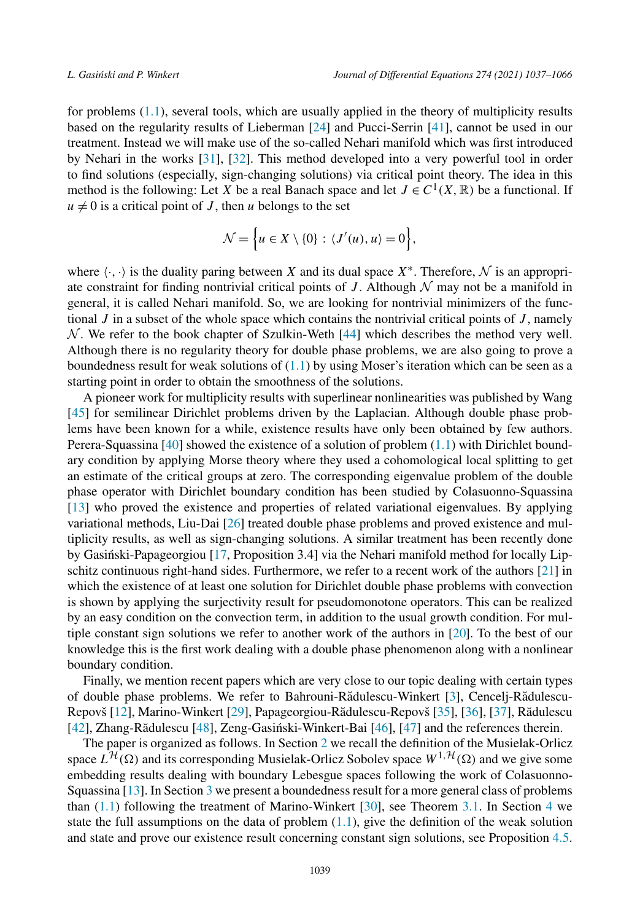for problems (1.1), several tools, which are usually applied in the theory of multiplicity results based on the regularity results of Lieberman [24] and Pucci-Serrin [41], cannot be used in our treatment. Instead we will make use of the so-called Nehari manifold which was first introduced by Nehari in the works [31], [32]. This method developed into a very powerful tool in order to find solutions (especially, sign-changing solutions) via critical point theory. The idea in this method is the following: Let $X$ be a real Banach space and let $J \in C^1(X, \mathbb{R})$ be a functional. If $u \neq 0$ is a critical point of $J$, then $u$ belongs to the set

$$\mathcal{N} = \Big\{u \in X \setminus \{0\} : \langle J'(u), u\rangle = 0\Big\},$$

where $\langle \cdot, \cdot \rangle$ is the duality paring between $X$ and its dual space $X^*$. Therefore, $\mathcal{N}$ is an appropriate constraint for finding nontrivial critical points of $J$. Although $\mathcal{N}$ may not be a manifold in general, it is called Nehari manifold. So, we are looking for nontrivial minimizers of the functional $J$ in a subset of the whole space which contains the nontrivial critical points of $J$, namely $\mathcal{N}$. We refer to the book chapter of Szulkin-Weth [44] which describes the method very well. Although there is no regularity theory for double phase problems, we are also going to prove a boundedness result for weak solutions of (1.1) by using Moser's iteration which can be seen as a starting point in order to obtain the smoothness of the solutions.

A pioneer work for multiplicity results with superlinear nonlinearities was published by Wang [45] for semilinear Dirichlet problems driven by the Laplacian. Although double phase problems have been known for a while, existence results have only been obtained by few authors. Perera-Squassina [40] showed the existence of a solution of problem (1.1) with Dirichlet boundary condition by applying Morse theory where they used a cohomological local splitting to get an estimate of the critical groups at zero. The corresponding eigenvalue problem of the double phase operator with Dirichlet boundary condition has been studied by Colasuonno-Squassina [13] who proved the existence and properties of related variational eigenvalues. By applying variational methods, Liu-Dai [26] treated double phase problems and proved existence and multiplicity results, as well as sign-changing solutions. A similar treatment has been recently done by Gasiński-Papageorgiou [17, Proposition 3.4] via the Nehari manifold method for locally Lipschitz continuous right-hand sides. Furthermore, we refer to a recent work of the authors [21] in which the existence of at least one solution for Dirichlet double phase problems with convection is shown by applying the surjectivity result for pseudomonotone operators. This can be realized by an easy condition on the convection term, in addition to the usual growth condition. For multiple constant sign solutions we refer to another work of the authors in [20]. To the best of our knowledge this is the first work dealing with a double phase phenomenon along with a nonlinear boundary condition.

Finally, we mention recent papers which are very close to our topic dealing with certain types of double phase problems. We refer to Bahrouni-Rădulescu-Winkert [3], Cencelj-Rădulescu-Repovš [12], Marino-Winkert [29], Papageorgiou-Rădulescu-Repovš [35], [36], [37], Rădulescu [42], Zhang-Rădulescu [48], Zeng-Gasiński-Winkert-Bai [46], [47] and the references therein.

The paper is organized as follows. In Section 2 we recall the definition of the Musielak-Orlicz space $L^{\mathcal{H}}(\Omega)$ and its corresponding Musielak-Orlicz Sobolev space $W^{1,\mathcal{H}}(\Omega)$ and we give some embedding results dealing with boundary Lebesgue spaces following the work of Colasuonno-Squassina [13]. In Section 3 we present a boundedness result for a more general class of problems than (1.1) following the treatment of Marino-Winkert [30], see Theorem 3.1. In Section 4 we state the full assumptions on the data of problem (1.1), give the definition of the weak solution and state and prove our existence result concerning constant sign solutions, see Proposition 4.5.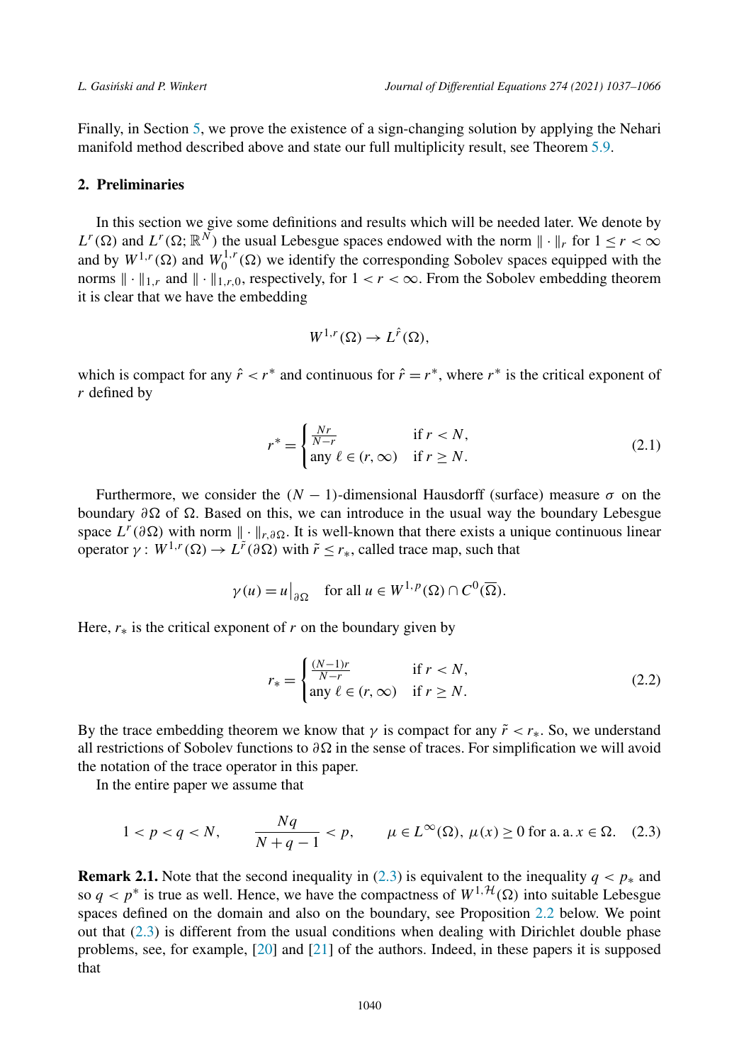Finally, in Section 5, we prove the existence of a sign-changing solution by applying the Nehari manifold method described above and state our full multiplicity result, see Theorem 5.9.

## 2. Preliminaries

In this section we give some definitions and results which will be needed later. We denote by $L^r(\Omega)$ and $L^r(\Omega;\mathbb{R}^N)$ the usual Lebesgue spaces endowed with the norm $\|\cdot\|_r$ for $1 \le r < \infty$ and by $W^{1,r}(\Omega)$ and $W_0^{1,r}(\Omega)$ we identify the corresponding Sobolev spaces equipped with the norms $\|\cdot\|_{1,r}$ and $\|\cdot\|_{1,r,0}$, respectively, for $1 < r < \infty$. From the Sobolev embedding theorem it is clear that we have the embedding

$$W^{1,r}(\Omega) \to L^{\hat{r}}(\Omega),$$

which is compact for any $\hat{r} < r^*$ and continuous for $\hat{r} = r^*$, where $r^*$ is the critical exponent of $r$ defined by

$$r^* = \begin{cases} \frac{Nr}{N-r} & \text{if } r < N, \\ \text{any } \ell \in (r,\infty) & \text{if } r \ge N. \end{cases} \tag{2.1}$$

Furthermore, we consider the $(N-1)$-dimensional Hausdorff (surface) measure $\sigma$ on the boundary $\partial\Omega$ of $\Omega$. Based on this, we can introduce in the usual way the boundary Lebesgue space $L^r(\partial\Omega)$ with norm $\|\cdot\|_{r,\partial\Omega}$. It is well-known that there exists a unique continuous linear operator $\gamma\colon W^{1,r}(\Omega) \to L^{\tilde{r}}(\partial\Omega)$ with $\tilde{r} \le r_*$, called trace map, such that

$$\gamma(u) = u\big|_{\partial\Omega} \quad \text{for all } u \in W^{1,p}(\Omega) \cap C^0(\overline{\Omega}).$$

Here, $r_*$ is the critical exponent of $r$ on the boundary given by

$$r_* = \begin{cases} \frac{(N-1)r}{N-r} & \text{if } r < N, \\ \text{any } \ell \in (r,\infty) & \text{if } r \ge N. \end{cases} \tag{2.2}$$

By the trace embedding theorem we know that $\gamma$ is compact for any $\tilde{r} < r_*$. So, we understand all restrictions of Sobolev functions to $\partial\Omega$ in the sense of traces. For simplification we will avoid the notation of the trace operator in this paper.

In the entire paper we assume that

$$1 < p < q < N, \qquad \frac{Nq}{N+q-1} < p, \qquad \mu \in L^\infty(\Omega),\ \mu(x) \ge 0 \text{ for a. a. } x \in \Omega. \tag{2.3}$$

**Remark 2.1.** Note that the second inequality in (2.3) is equivalent to the inequality $q < p_*$ and so $q < p^*$ is true as well. Hence, we have the compactness of $W^{1,\mathcal{H}}(\Omega)$ into suitable Lebesgue spaces defined on the domain and also on the boundary, see Proposition 2.2 below. We point out that (2.3) is different from the usual conditions when dealing with Dirichlet double phase problems, see, for example, [20] and [21] of the authors. Indeed, in these papers it is supposed that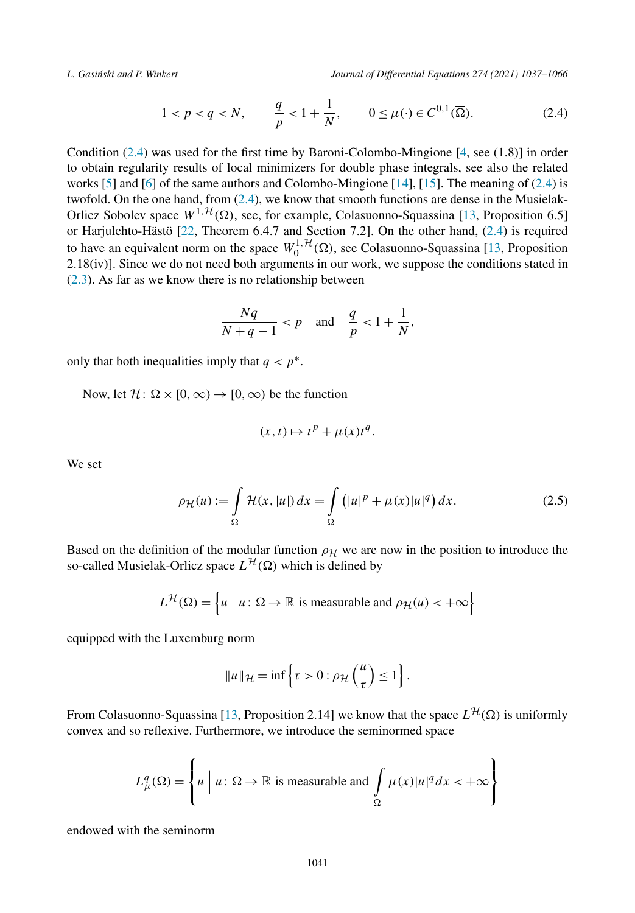$$1 < p < q < N, \qquad \frac{q}{p} < 1 + \frac{1}{N}, \qquad 0 \le \mu(\cdot) \in C^{0,1}(\overline{\Omega}). \tag{2.4}$$

Condition (2.4) was used for the first time by Baroni-Colombo-Mingione [4, see (1.8)] in order to obtain regularity results of local minimizers for double phase integrals, see also the related works [5] and [6] of the same authors and Colombo-Mingione [14], [15]. The meaning of (2.4) is twofold. On the one hand, from (2.4), we know that smooth functions are dense in the Musielak-Orlicz Sobolev space $W^{1,\mathcal{H}}(\Omega)$, see, for example, Colasuonno-Squassina [13, Proposition 6.5] or Harjulehto-Hästö [22, Theorem 6.4.7 and Section 7.2]. On the other hand, (2.4) is required to have an equivalent norm on the space $W_0^{1,\mathcal{H}}(\Omega)$, see Colasuonno-Squassina [13, Proposition 2.18(iv)]. Since we do not need both arguments in our work, we suppose the conditions stated in (2.3). As far as we know there is no relationship between

$$\frac{Nq}{N+q-1} < p \quad \text{and} \quad \frac{q}{p} < 1 + \frac{1}{N},$$

only that both inequalities imply that $q < p^*$.

Now, let $\mathcal{H}\colon \Omega \times [0,\infty) \to [0,\infty)$ be the function

$$(x,t) \mapsto t^p + \mu(x)t^q.$$

We set

$$\rho_{\mathcal{H}}(u) := \int_\Omega \mathcal{H}(x,|u|)\,dx = \int_\Omega \left(|u|^p + \mu(x)|u|^q\right)dx. \tag{2.5}$$

Based on the definition of the modular function $\rho_{\mathcal{H}}$ we are now in the position to introduce the so-called Musielak-Orlicz space $L^{\mathcal{H}}(\Omega)$ which is defined by

$$L^{\mathcal{H}}(\Omega) = \left\{ u \;\middle|\; u\colon \Omega \to \mathbb{R} \text{ is measurable and } \rho_{\mathcal{H}}(u) < +\infty \right\}$$

equipped with the Luxemburg norm

$$\|u\|_{\mathcal{H}} = \inf\left\{ \tau > 0 : \rho_{\mathcal{H}}\left(\frac{u}{\tau}\right) \le 1 \right\}.$$

From Colasuonno-Squassina [13, Proposition 2.14] we know that the space $L^{\mathcal{H}}(\Omega)$ is uniformly convex and so reflexive. Furthermore, we introduce the seminormed space

$$L^q_\mu(\Omega) = \left\{ u \;\middle|\; u\colon \Omega \to \mathbb{R} \text{ is measurable and } \int_\Omega \mu(x)|u|^q\,dx < +\infty \right\}$$

endowed with the seminorm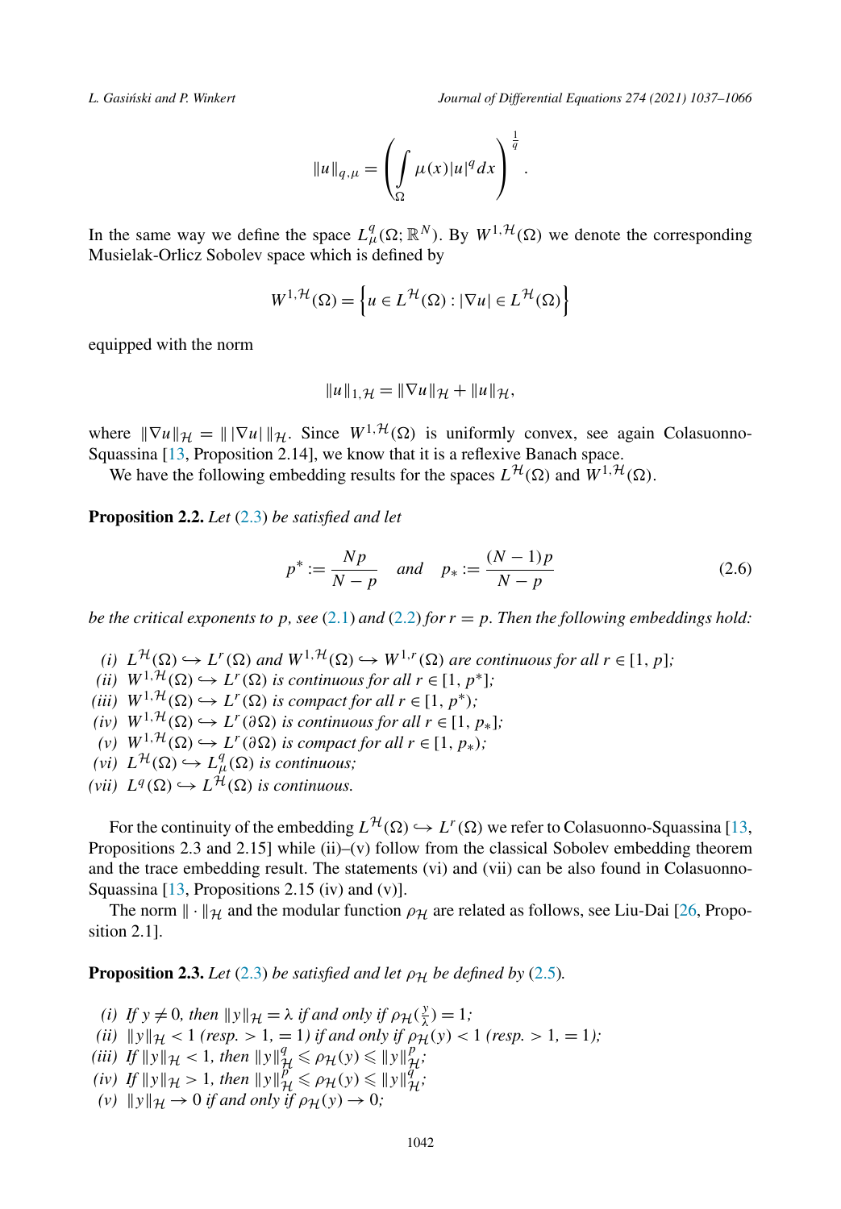$$\|u\|_{q,\mu} = \left( \int_\Omega \mu(x)|u|^q dx \right)^{\frac{1}{q}}.$$

In the same way we define the space $L^q_\mu(\Omega; \mathbb{R}^N)$. By $W^{1,\mathcal{H}}(\Omega)$ we denote the corresponding Musielak-Orlicz Sobolev space which is defined by

$$W^{1,\mathcal{H}}(\Omega) = \left\{ u \in L^{\mathcal{H}}(\Omega) : |\nabla u| \in L^{\mathcal{H}}(\Omega) \right\}$$

equipped with the norm

$$\|u\|_{1,\mathcal{H}} = \|\nabla u\|_{\mathcal{H}} + \|u\|_{\mathcal{H}},$$

where $\|\nabla u\|_{\mathcal{H}} = \| \, |\nabla u| \, \|_{\mathcal{H}}$. Since $W^{1,\mathcal{H}}(\Omega)$ is uniformly convex, see again Colasuonno-Squassina [13, Proposition 2.14], we know that it is a reflexive Banach space.

We have the following embedding results for the spaces $L^{\mathcal{H}}(\Omega)$ and $W^{1,\mathcal{H}}(\Omega)$.

**Proposition 2.2.** *Let* (2.3) *be satisfied and let*

$$p^* := \frac{Np}{N-p} \quad \text{and} \quad p_* := \frac{(N-1)p}{N-p} \tag{2.6}$$

*be the critical exponents to* $p$*, see* (2.1) *and* (2.2) *for* $r = p$*. Then the following embeddings hold:*

*(i)* $L^{\mathcal{H}}(\Omega) \hookrightarrow L^r(\Omega)$ *and* $W^{1,\mathcal{H}}(\Omega) \hookrightarrow W^{1,r}(\Omega)$ *are continuous for all* $r \in [1, p]$*;*
*(ii)* $W^{1,\mathcal{H}}(\Omega) \hookrightarrow L^r(\Omega)$ *is continuous for all* $r \in [1, p^*]$*;*
*(iii)* $W^{1,\mathcal{H}}(\Omega) \hookrightarrow L^r(\Omega)$ *is compact for all* $r \in [1, p^*)$*;*
*(iv)* $W^{1,\mathcal{H}}(\Omega) \hookrightarrow L^r(\partial\Omega)$ *is continuous for all* $r \in [1, p_*]$*;*
*(v)* $W^{1,\mathcal{H}}(\Omega) \hookrightarrow L^r(\partial\Omega)$ *is compact for all* $r \in [1, p_*)$*;*
*(vi)* $L^{\mathcal{H}}(\Omega) \hookrightarrow L^q_\mu(\Omega)$ *is continuous;*
*(vii)* $L^q(\Omega) \hookrightarrow L^{\mathcal{H}}(\Omega)$ *is continuous.*

For the continuity of the embedding $L^{\mathcal{H}}(\Omega) \hookrightarrow L^r(\Omega)$ we refer to Colasuonno-Squassina [13, Propositions 2.3 and 2.15] while (ii)–(v) follow from the classical Sobolev embedding theorem and the trace embedding result. The statements (vi) and (vii) can be also found in Colasuonno-Squassina [13, Propositions 2.15 (iv) and (v)].

The norm $\|\cdot\|_{\mathcal{H}}$ and the modular function $\rho_{\mathcal{H}}$ are related as follows, see Liu-Dai [26, Proposition 2.1].

**Proposition 2.3.** *Let* (2.3) *be satisfied and let* $\rho_{\mathcal{H}}$ *be defined by* (2.5)*.*

*(i) If* $y \neq 0$*, then* $\|y\|_{\mathcal{H}} = \lambda$ *if and only if* $\rho_{\mathcal{H}}(\frac{y}{\lambda}) = 1$*;*
*(ii)* $\|y\|_{\mathcal{H}} < 1$ *(resp.* $> 1$*,* $= 1$*) if and only if* $\rho_{\mathcal{H}}(y) < 1$ *(resp.* $> 1$*,* $= 1$*);*
*(iii) If* $\|y\|_{\mathcal{H}} < 1$*, then* $\|y\|^q_{\mathcal{H}} \leqslant \rho_{\mathcal{H}}(y) \leqslant \|y\|^p_{\mathcal{H}}$*;*
*(iv) If* $\|y\|_{\mathcal{H}} > 1$*, then* $\|y\|^p_{\mathcal{H}} \leqslant \rho_{\mathcal{H}}(y) \leqslant \|y\|^q_{\mathcal{H}}$*;*
*(v)* $\|y\|_{\mathcal{H}} \to 0$ *if and only if* $\rho_{\mathcal{H}}(y) \to 0$*;*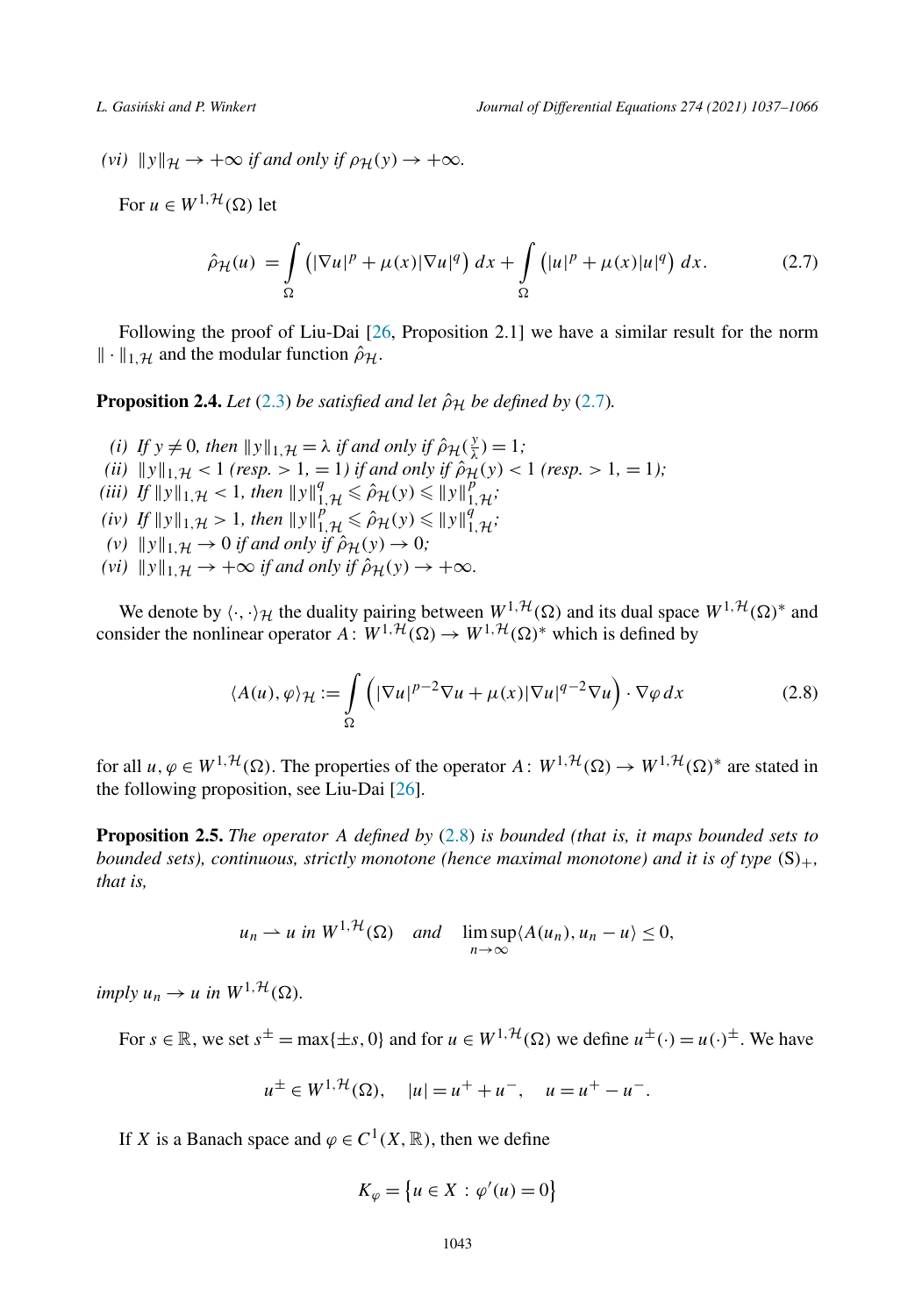*(vi)* $\|y\|_{\mathcal{H}} \to +\infty$ *if and only if* $\rho_{\mathcal{H}}(y) \to +\infty$.

For $u \in W^{1,\mathcal{H}}(\Omega)$ let

$$\hat{\rho}_{\mathcal{H}}(u) = \int_{\Omega} \left(|\nabla u|^p + \mu(x)|\nabla u|^q\right) dx + \int_{\Omega} \left(|u|^p + \mu(x)|u|^q\right) dx. \tag{2.7}$$

Following the proof of Liu-Dai [26, Proposition 2.1] we have a similar result for the norm $\|\cdot\|_{1,\mathcal{H}}$ and the modular function $\hat{\rho}_{\mathcal{H}}$.

**Proposition 2.4.** *Let* (2.3) *be satisfied and let* $\hat{\rho}_{\mathcal{H}}$ *be defined by* (2.7).

*(i)* *If* $y \neq 0$, *then* $\|y\|_{1,\mathcal{H}} = \lambda$ *if and only if* $\hat{\rho}_{\mathcal{H}}(\frac{y}{\lambda}) = 1$;
*(ii)* $\|y\|_{1,\mathcal{H}} < 1$ *(resp.* $> 1$, $= 1$*) if and only if* $\hat{\rho}_{\mathcal{H}}(y) < 1$ *(resp.* $> 1$, $= 1$*)*;
*(iii)* *If* $\|y\|_{1,\mathcal{H}} < 1$, *then* $\|y\|^q_{1,\mathcal{H}} \leqslant \hat{\rho}_{\mathcal{H}}(y) \leqslant \|y\|^p_{1,\mathcal{H}}$;
*(iv)* *If* $\|y\|_{1,\mathcal{H}} > 1$, *then* $\|y\|^p_{1,\mathcal{H}} \leqslant \hat{\rho}_{\mathcal{H}}(y) \leqslant \|y\|^q_{1,\mathcal{H}}$;
*(v)* $\|y\|_{1,\mathcal{H}} \to 0$ *if and only if* $\hat{\rho}_{\mathcal{H}}(y) \to 0$;
*(vi)* $\|y\|_{1,\mathcal{H}} \to +\infty$ *if and only if* $\hat{\rho}_{\mathcal{H}}(y) \to +\infty$.

We denote by $\langle \cdot, \cdot \rangle_{\mathcal{H}}$ the duality pairing between $W^{1,\mathcal{H}}(\Omega)$ and its dual space $W^{1,\mathcal{H}}(\Omega)^*$ and consider the nonlinear operator $A \colon W^{1,\mathcal{H}}(\Omega) \to W^{1,\mathcal{H}}(\Omega)^*$ which is defined by

$$\langle A(u), \varphi \rangle_{\mathcal{H}} := \int_{\Omega} \left(|\nabla u|^{p-2}\nabla u + \mu(x)|\nabla u|^{q-2}\nabla u\right) \cdot \nabla \varphi \, dx \tag{2.8}$$

for all $u, \varphi \in W^{1,\mathcal{H}}(\Omega)$. The properties of the operator $A \colon W^{1,\mathcal{H}}(\Omega) \to W^{1,\mathcal{H}}(\Omega)^*$ are stated in the following proposition, see Liu-Dai [26].

**Proposition 2.5.** *The operator A defined by* (2.8) *is bounded (that is, it maps bounded sets to bounded sets), continuous, strictly monotone (hence maximal monotone) and it is of type* $(\mathrm{S})_+$, *that is,*

$$u_n \rightharpoonup u \text{ in } W^{1,\mathcal{H}}(\Omega) \quad \text{and} \quad \limsup_{n\to\infty} \langle A(u_n), u_n - u \rangle \leq 0,$$

*imply* $u_n \to u$ *in* $W^{1,\mathcal{H}}(\Omega)$.

For $s \in \mathbb{R}$, we set $s^{\pm} = \max\{\pm s, 0\}$ and for $u \in W^{1,\mathcal{H}}(\Omega)$ we define $u^{\pm}(\cdot) = u(\cdot)^{\pm}$. We have

$$u^{\pm} \in W^{1,\mathcal{H}}(\Omega), \quad |u| = u^+ + u^-, \quad u = u^+ - u^-.$$

If $X$ is a Banach space and $\varphi \in C^1(X, \mathbb{R})$, then we define

$$K_{\varphi} = \left\{u \in X : \varphi'(u) = 0\right\}$$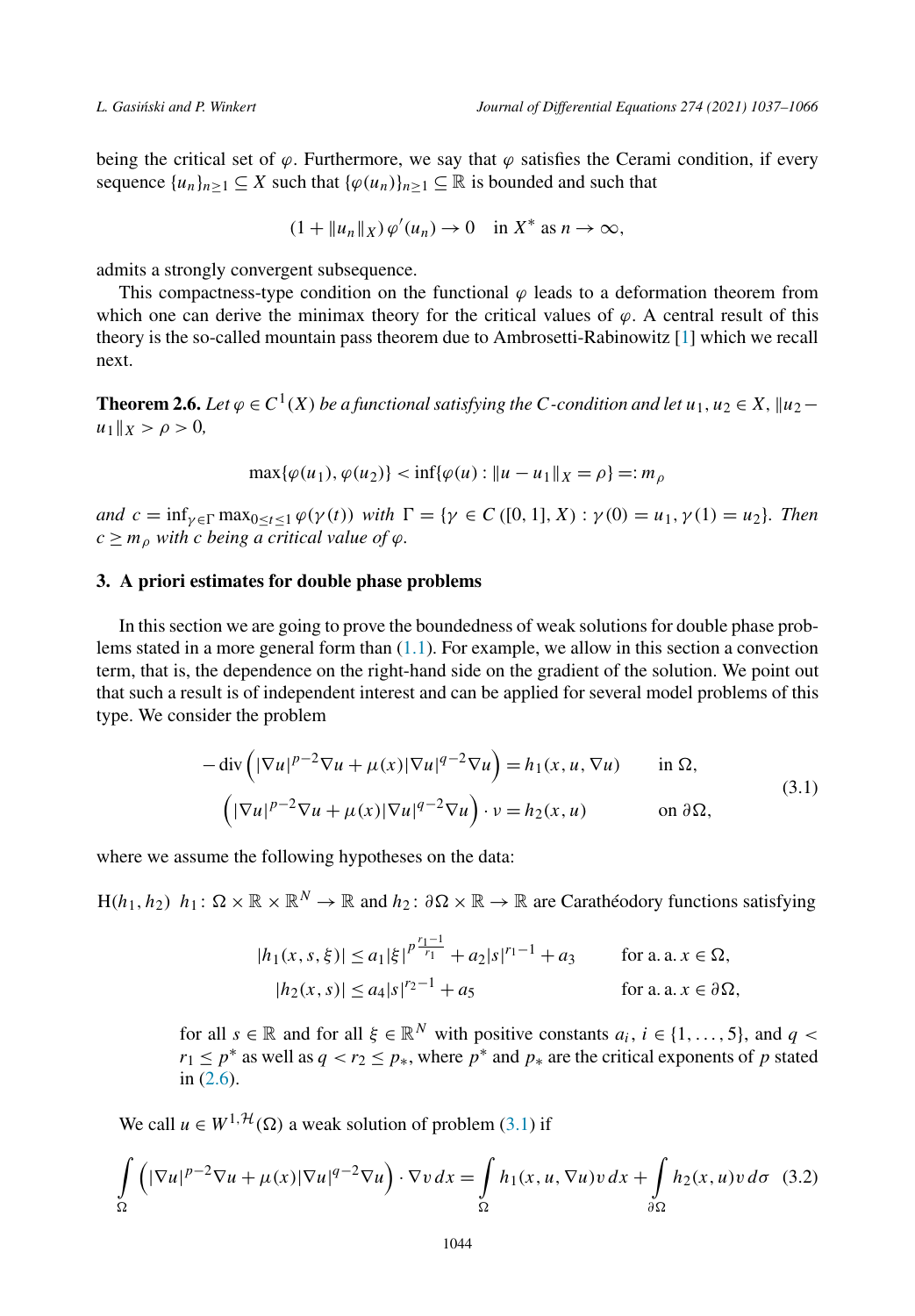being the critical set of $\varphi$. Furthermore, we say that $\varphi$ satisfies the Cerami condition, if every sequence $\{u_n\}_{n\geq 1} \subseteq X$ such that $\{\varphi(u_n)\}_{n\geq 1} \subseteq \mathbb{R}$ is bounded and such that

$$(1 + \|u_n\|_X)\, \varphi'(u_n) \to 0 \quad \text{in } X^* \text{ as } n \to \infty,$$

admits a strongly convergent subsequence.

This compactness-type condition on the functional $\varphi$ leads to a deformation theorem from which one can derive the minimax theory for the critical values of $\varphi$. A central result of this theory is the so-called mountain pass theorem due to Ambrosetti-Rabinowitz [1] which we recall next.

**Theorem 2.6.** *Let $\varphi \in C^1(X)$ be a functional satisfying the $C$-condition and let $u_1, u_2 \in X$, $\|u_2 - u_1\|_X > \rho > 0$,*

$$\max\{\varphi(u_1), \varphi(u_2)\} < \inf\{\varphi(u) : \|u - u_1\|_X = \rho\} =: m_\rho$$

*and $c = \inf_{\gamma\in\Gamma} \max_{0\leq t\leq 1} \varphi(\gamma(t))$ with $\Gamma = \{\gamma \in C([0,1], X) : \gamma(0) = u_1, \gamma(1) = u_2\}$. Then $c \geq m_\rho$ with $c$ being a critical value of $\varphi$.*

## 3. A priori estimates for double phase problems

In this section we are going to prove the boundedness of weak solutions for double phase problems stated in a more general form than (1.1). For example, we allow in this section a convection term, that is, the dependence on the right-hand side on the gradient of the solution. We point out that such a result is of independent interest and can be applied for several model problems of this type. We consider the problem

$$\begin{aligned}
-\operatorname{div}\left(|\nabla u|^{p-2}\nabla u + \mu(x)|\nabla u|^{q-2}\nabla u\right) &= h_1(x, u, \nabla u) \qquad &&\text{in } \Omega,\\
\left(|\nabla u|^{p-2}\nabla u + \mu(x)|\nabla u|^{q-2}\nabla u\right)\cdot \nu &= h_2(x, u) &&\text{on } \partial\Omega,
\end{aligned} \tag{3.1}$$

where we assume the following hypotheses on the data:

H$(h_1, h_2)$ $h_1\colon \Omega \times \mathbb{R} \times \mathbb{R}^N \to \mathbb{R}$ and $h_2\colon \partial\Omega \times \mathbb{R} \to \mathbb{R}$ are Carathéodory functions satisfying

$$\begin{aligned}
|h_1(x, s, \xi)| &\leq a_1|\xi|^{p\frac{r_1-1}{r_1}} + a_2|s|^{r_1-1} + a_3 \qquad &&\text{for a. a. } x \in \Omega,\\
|h_2(x, s)| &\leq a_4|s|^{r_2-1} + a_5 &&\text{for a. a. } x \in \partial\Omega,
\end{aligned}$$

for all $s \in \mathbb{R}$ and for all $\xi \in \mathbb{R}^N$ with positive constants $a_i$, $i \in \{1, \dots, 5\}$, and $q < r_1 \leq p^*$ as well as $q < r_2 \leq p_*$, where $p^*$ and $p_*$ are the critical exponents of $p$ stated in (2.6).

We call $u \in W^{1,\mathcal{H}}(\Omega)$ a weak solution of problem (3.1) if

$$\int_\Omega \left(|\nabla u|^{p-2}\nabla u + \mu(x)|\nabla u|^{q-2}\nabla u\right)\cdot\nabla v\, dx = \int_\Omega h_1(x, u, \nabla u)v\, dx + \int_{\partial\Omega} h_2(x, u)v\, d\sigma \tag{3.2}$$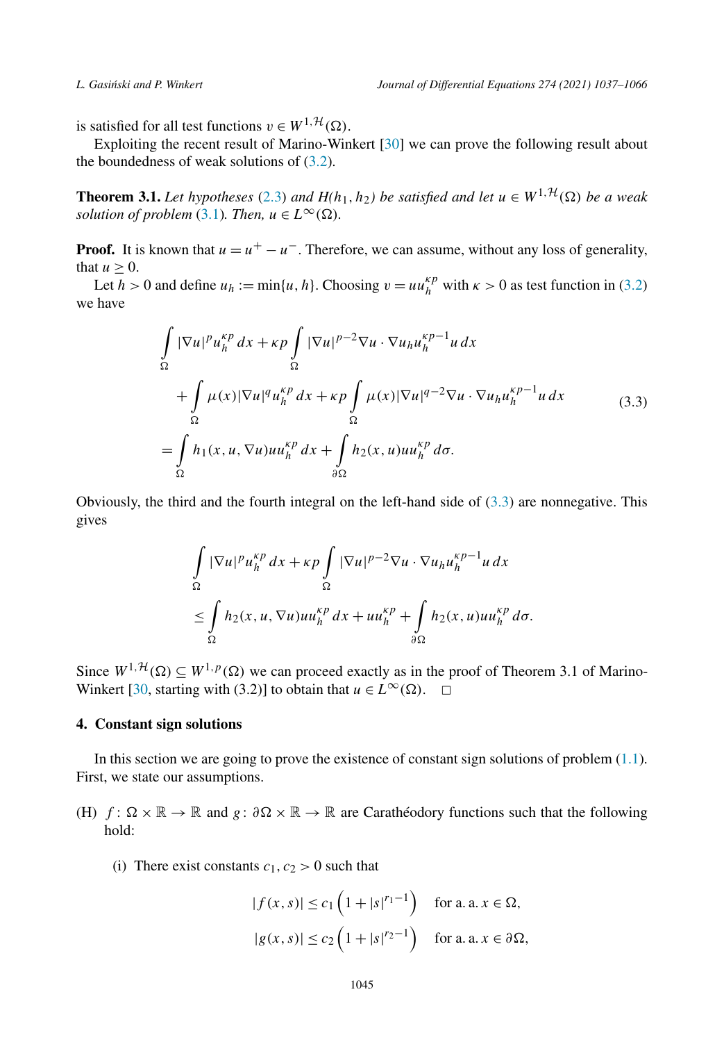is satisfied for all test functions $v \in W^{1,\mathcal{H}}(\Omega)$.

Exploiting the recent result of Marino-Winkert [30] we can prove the following result about the boundedness of weak solutions of (3.2).

**Theorem 3.1.** *Let hypotheses (2.3) and $H(h_1, h_2)$ be satisfied and let $u \in W^{1,\mathcal{H}}(\Omega)$ be a weak solution of problem (3.1). Then, $u \in L^\infty(\Omega)$.*

**Proof.** It is known that $u = u^+ - u^-$. Therefore, we can assume, without any loss of generality, that $u \geq 0$.

Let $h > 0$ and define $u_h := \min\{u, h\}$. Choosing $v = u u_h^{\kappa p}$ with $\kappa > 0$ as test function in (3.2) we have

$$
\begin{aligned}
&\int_\Omega |\nabla u|^p u_h^{\kappa p}\, dx + \kappa p \int_\Omega |\nabla u|^{p-2} \nabla u \cdot \nabla u_h u_h^{\kappa p - 1} u\, dx \\
&\quad + \int_\Omega \mu(x) |\nabla u|^q u_h^{\kappa p}\, dx + \kappa p \int_\Omega \mu(x) |\nabla u|^{q-2} \nabla u \cdot \nabla u_h u_h^{\kappa p - 1} u\, dx \\
&= \int_\Omega h_1(x, u, \nabla u) u u_h^{\kappa p}\, dx + \int_{\partial\Omega} h_2(x, u) u u_h^{\kappa p}\, d\sigma.
\end{aligned}
\tag{3.3}
$$

Obviously, the third and the fourth integral on the left-hand side of (3.3) are nonnegative. This gives

$$
\begin{aligned}
&\int_\Omega |\nabla u|^p u_h^{\kappa p}\, dx + \kappa p \int_\Omega |\nabla u|^{p-2} \nabla u \cdot \nabla u_h u_h^{\kappa p - 1} u\, dx \\
&\leq \int_\Omega h_2(x, u, \nabla u) u u_h^{\kappa p}\, dx + u u_h^{\kappa p} + \int_{\partial\Omega} h_2(x, u) u u_h^{\kappa p}\, d\sigma.
\end{aligned}
$$

Since $W^{1,\mathcal{H}}(\Omega) \subseteq W^{1,p}(\Omega)$ we can proceed exactly as in the proof of Theorem 3.1 of Marino-Winkert [30, starting with (3.2)] to obtain that $u \in L^\infty(\Omega)$. $\square$

## 4. Constant sign solutions

In this section we are going to prove the existence of constant sign solutions of problem (1.1). First, we state our assumptions.

(H) $f\colon \Omega \times \mathbb{R} \to \mathbb{R}$ and $g\colon \partial\Omega \times \mathbb{R} \to \mathbb{R}$ are Carathéodory functions such that the following hold:

(i) There exist constants $c_1, c_2 > 0$ such that

$$
\begin{aligned}
|f(x, s)| &\leq c_1 \left(1 + |s|^{r_1 - 1}\right) \quad \text{for a. a. } x \in \Omega, \\
|g(x, s)| &\leq c_2 \left(1 + |s|^{r_2 - 1}\right) \quad \text{for a. a. } x \in \partial\Omega,
\end{aligned}
$$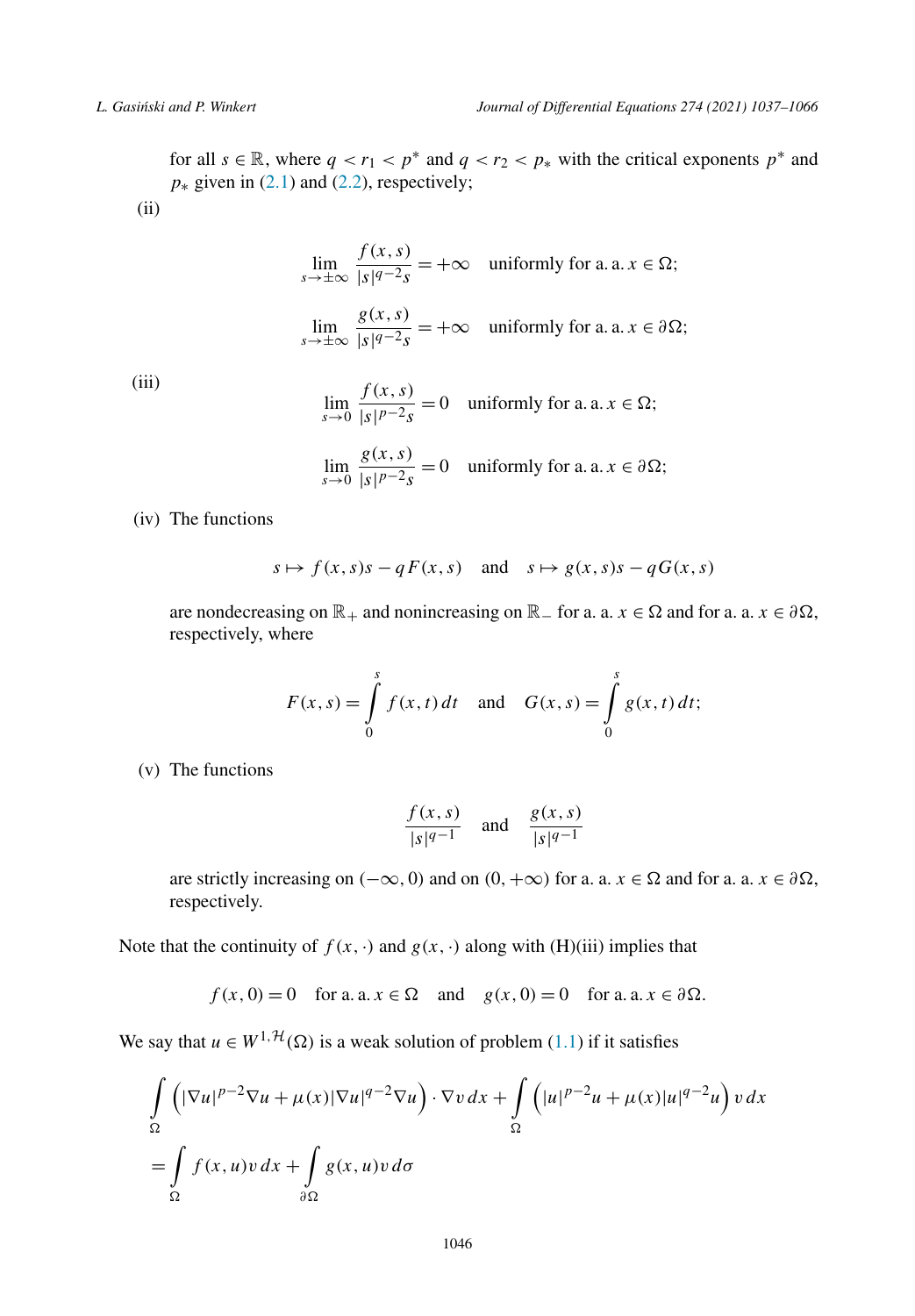for all $s \in \mathbb{R}$, where $q < r_1 < p^*$ and $q < r_2 < p_*$ with the critical exponents $p^*$ and $p_*$ given in (2.1) and (2.2), respectively;

(ii)

$$\lim_{s \to \pm\infty} \frac{f(x,s)}{|s|^{q-2}s} = +\infty \quad \text{uniformly for a. a. } x \in \Omega;$$

$$\lim_{s \to \pm\infty} \frac{g(x,s)}{|s|^{q-2}s} = +\infty \quad \text{uniformly for a. a. } x \in \partial\Omega;$$

(iii)

$$\lim_{s \to 0} \frac{f(x,s)}{|s|^{p-2}s} = 0 \quad \text{uniformly for a. a. } x \in \Omega;$$

$$\lim_{s \to 0} \frac{g(x,s)}{|s|^{p-2}s} = 0 \quad \text{uniformly for a. a. } x \in \partial\Omega;$$

(iv) The functions

$$s \mapsto f(x,s)s - qF(x,s) \quad \text{and} \quad s \mapsto g(x,s)s - qG(x,s)$$

are nondecreasing on $\mathbb{R}_+$ and nonincreasing on $\mathbb{R}_-$ for a. a. $x \in \Omega$ and for a. a. $x \in \partial\Omega$, respectively, where

$$F(x,s) = \int_0^s f(x,t)\,dt \quad \text{and} \quad G(x,s) = \int_0^s g(x,t)\,dt;$$

(v) The functions

$$\frac{f(x,s)}{|s|^{q-1}} \quad \text{and} \quad \frac{g(x,s)}{|s|^{q-1}}$$

are strictly increasing on $(-\infty, 0)$ and on $(0, +\infty)$ for a. a. $x \in \Omega$ and for a. a. $x \in \partial\Omega$, respectively.

Note that the continuity of $f(x,\cdot)$ and $g(x,\cdot)$ along with (H)(iii) implies that

$$f(x,0) = 0 \quad \text{for a. a. } x \in \Omega \quad \text{and} \quad g(x,0) = 0 \quad \text{for a. a. } x \in \partial\Omega.$$

We say that $u \in W^{1,\mathcal{H}}(\Omega)$ is a weak solution of problem (1.1) if it satisfies

$$\begin{aligned}
&\int_\Omega \left(|\nabla u|^{p-2}\nabla u + \mu(x)|\nabla u|^{q-2}\nabla u\right) \cdot \nabla v \,dx + \int_\Omega \left(|u|^{p-2}u + \mu(x)|u|^{q-2}u\right) v \,dx \\
&= \int_\Omega f(x,u)v \,dx + \int_{\partial\Omega} g(x,u)v \,d\sigma
\end{aligned}$$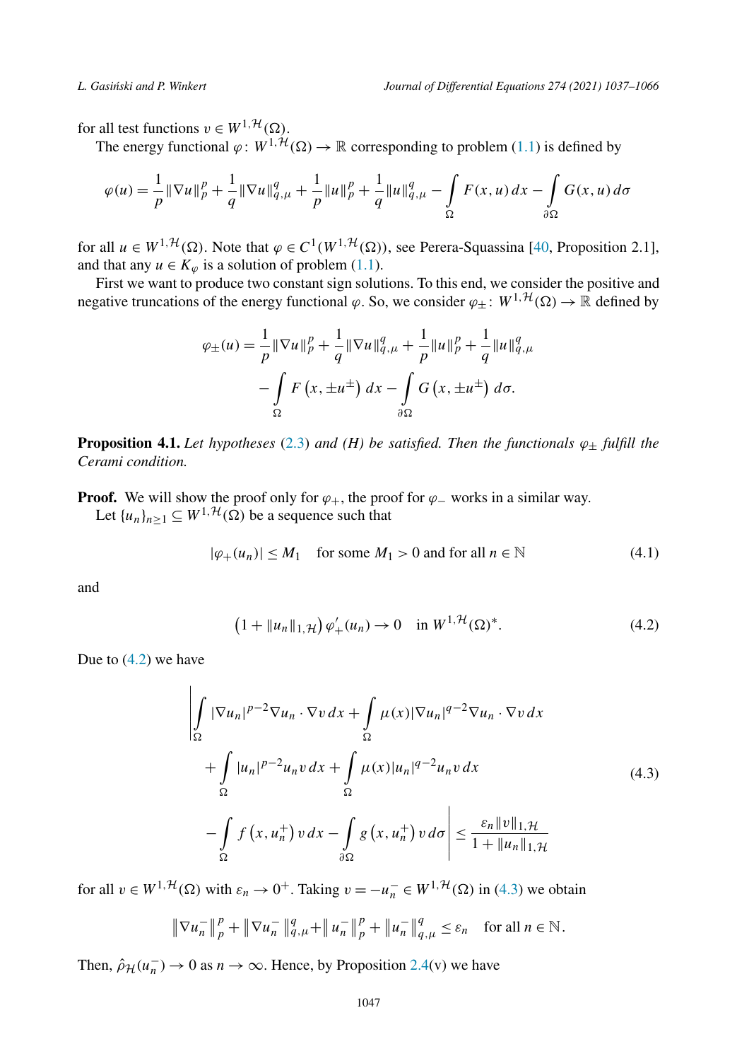for all test functions $v \in W^{1,\mathcal{H}}(\Omega)$.

The energy functional $\varphi\colon W^{1,\mathcal{H}}(\Omega) \to \mathbb{R}$ corresponding to problem (1.1) is defined by

$$\varphi(u) = \frac{1}{p}\|\nabla u\|_p^p + \frac{1}{q}\|\nabla u\|_{q,\mu}^q + \frac{1}{p}\|u\|_p^p + \frac{1}{q}\|u\|_{q,\mu}^q - \int_\Omega F(x,u)\,dx - \int_{\partial\Omega} G(x,u)\,d\sigma$$

for all $u \in W^{1,\mathcal{H}}(\Omega)$. Note that $\varphi \in C^1(W^{1,\mathcal{H}}(\Omega))$, see Perera-Squassina [40, Proposition 2.1], and that any $u \in K_\varphi$ is a solution of problem (1.1).

First we want to produce two constant sign solutions. To this end, we consider the positive and negative truncations of the energy functional $\varphi$. So, we consider $\varphi_\pm\colon W^{1,\mathcal{H}}(\Omega) \to \mathbb{R}$ defined by

$$\begin{aligned}
\varphi_\pm(u) = \frac{1}{p}\|\nabla u\|_p^p + \frac{1}{q}\|\nabla u\|_{q,\mu}^q + \frac{1}{p}\|u\|_p^p + \frac{1}{q}\|u\|_{q,\mu}^q \\
- \int_\Omega F\left(x, \pm u^\pm\right) dx - \int_{\partial\Omega} G\left(x, \pm u^\pm\right) d\sigma.
\end{aligned}$$

**Proposition 4.1.** *Let hypotheses (2.3) and (H) be satisfied. Then the functionals $\varphi_\pm$ fulfill the Cerami condition.*

**Proof.** We will show the proof only for $\varphi_+$, the proof for $\varphi_-$ works in a similar way.

Let $\{u_n\}_{n\geq 1} \subseteq W^{1,\mathcal{H}}(\Omega)$ be a sequence such that

$$|\varphi_+(u_n)| \leq M_1 \quad \text{for some } M_1 > 0 \text{ and for all } n \in \mathbb{N} \tag{4.1}$$

and

$$\left(1 + \|u_n\|_{1,\mathcal{H}}\right)\varphi_+'(u_n) \to 0 \quad \text{in } W^{1,\mathcal{H}}(\Omega)^*. \tag{4.2}$$

Due to (4.2) we have

$$\begin{aligned}
&\Bigg| \int_\Omega |\nabla u_n|^{p-2}\nabla u_n \cdot \nabla v\,dx + \int_\Omega \mu(x)|\nabla u_n|^{q-2}\nabla u_n \cdot \nabla v\,dx \\
&\quad + \int_\Omega |u_n|^{p-2}u_n v\,dx + \int_\Omega \mu(x)|u_n|^{q-2}u_n v\,dx \\
&\quad - \int_\Omega f\left(x, u_n^+\right) v\,dx - \int_{\partial\Omega} g\left(x, u_n^+\right) v\,d\sigma \Bigg| \leq \frac{\varepsilon_n \|v\|_{1,\mathcal{H}}}{1 + \|u_n\|_{1,\mathcal{H}}}
\end{aligned} \tag{4.3}$$

for all $v \in W^{1,\mathcal{H}}(\Omega)$ with $\varepsilon_n \to 0^+$. Taking $v = -u_n^- \in W^{1,\mathcal{H}}(\Omega)$ in (4.3) we obtain

$$\left\|\nabla u_n^-\right\|_p^p + \left\|\nabla u_n^-\right\|_{q,\mu}^q + \left\|u_n^-\right\|_p^p + \left\|u_n^-\right\|_{q,\mu}^q \leq \varepsilon_n \quad \text{for all } n \in \mathbb{N}.$$

Then, $\hat{\rho}_{\mathcal{H}}(u_n^-) \to 0$ as $n \to \infty$. Hence, by Proposition 2.4(v) we have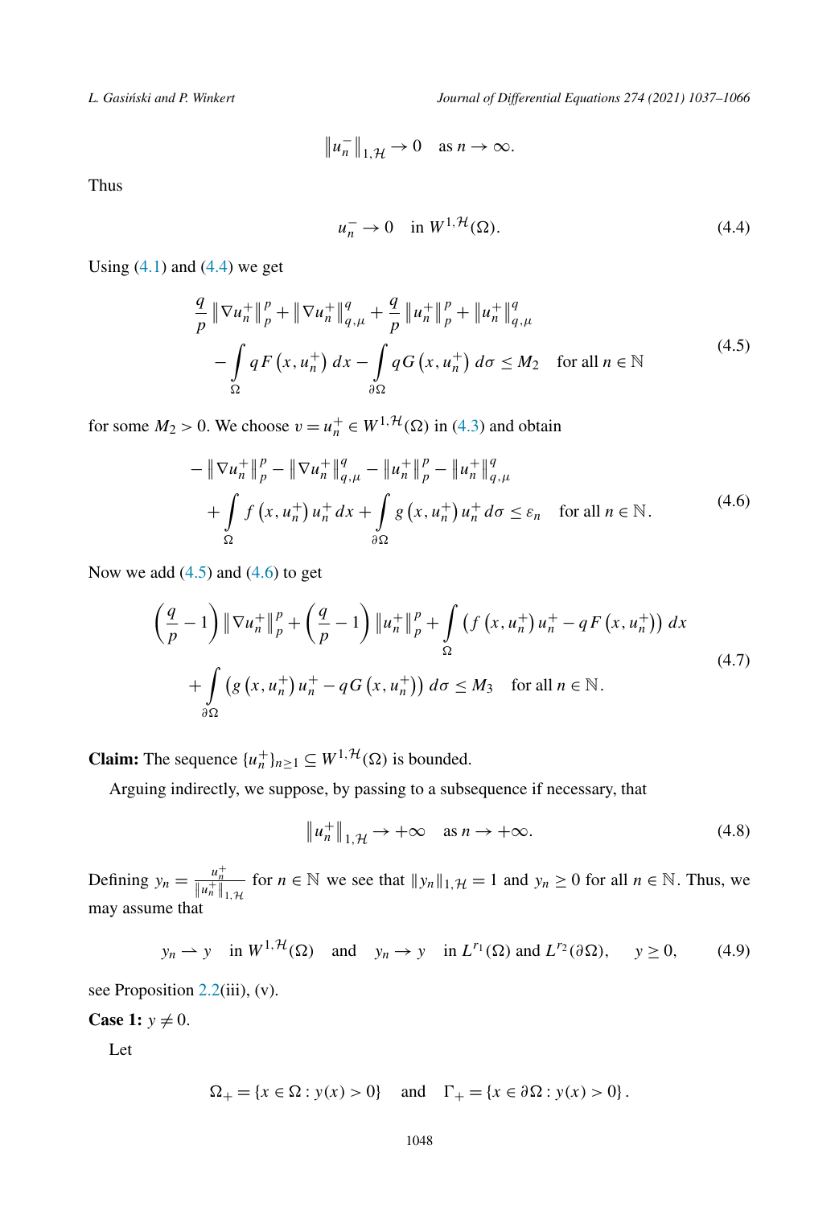$$\|u_n^-\|_{1,\mathcal{H}} \to 0 \quad \text{as } n \to \infty.$$

Thus

$$u_n^- \to 0 \quad \text{in } W^{1,\mathcal{H}}(\Omega). \tag{4.4}$$

Using (4.1) and (4.4) we get

$$\begin{aligned}
&\frac{q}{p}\left\|\nabla u_n^+\right\|_p^p + \left\|\nabla u_n^+\right\|_{q,\mu}^q + \frac{q}{p}\left\|u_n^+\right\|_p^p + \left\|u_n^+\right\|_{q,\mu}^q \\
&\quad - \int_\Omega qF\left(x,u_n^+\right)dx - \int_{\partial\Omega} qG\left(x,u_n^+\right)d\sigma \le M_2 \quad \text{for all } n \in \mathbb{N}
\end{aligned} \tag{4.5}$$

for some $M_2 > 0$. We choose $v = u_n^+ \in W^{1,\mathcal{H}}(\Omega)$ in (4.3) and obtain

$$\begin{aligned}
&-\left\|\nabla u_n^+\right\|_p^p - \left\|\nabla u_n^+\right\|_{q,\mu}^q - \left\|u_n^+\right\|_p^p - \left\|u_n^+\right\|_{q,\mu}^q \\
&\quad + \int_\Omega f\left(x,u_n^+\right)u_n^+\,dx + \int_{\partial\Omega} g\left(x,u_n^+\right)u_n^+\,d\sigma \le \varepsilon_n \quad \text{for all } n \in \mathbb{N}.
\end{aligned} \tag{4.6}$$

Now we add (4.5) and (4.6) to get

$$\begin{aligned}
&\left(\frac{q}{p}-1\right)\left\|\nabla u_n^+\right\|_p^p + \left(\frac{q}{p}-1\right)\left\|u_n^+\right\|_p^p + \int_\Omega \left(f\left(x,u_n^+\right)u_n^+ - qF\left(x,u_n^+\right)\right)dx \\
&\quad + \int_{\partial\Omega} \left(g\left(x,u_n^+\right)u_n^+ - qG\left(x,u_n^+\right)\right)d\sigma \le M_3 \quad \text{for all } n \in \mathbb{N}.
\end{aligned} \tag{4.7}$$

**Claim:** The sequence $\{u_n^+\}_{n\ge1} \subseteq W^{1,\mathcal{H}}(\Omega)$ is bounded.

Arguing indirectly, we suppose, by passing to a subsequence if necessary, that

$$\left\|u_n^+\right\|_{1,\mathcal{H}} \to +\infty \quad \text{as } n \to +\infty. \tag{4.8}$$

Defining $y_n = \frac{u_n^+}{\|u_n^+\|_{1,\mathcal{H}}}$ for $n \in \mathbb{N}$ we see that $\|y_n\|_{1,\mathcal{H}} = 1$ and $y_n \ge 0$ for all $n \in \mathbb{N}$. Thus, we may assume that

$$y_n \rightharpoonup y \quad \text{in } W^{1,\mathcal{H}}(\Omega) \quad \text{and} \quad y_n \to y \quad \text{in } L^{r_1}(\Omega) \text{ and } L^{r_2}(\partial\Omega), \qquad y \ge 0, \tag{4.9}$$

see Proposition 2.2(iii), (v).

**Case 1:** $y \ne 0$.

Let

$$\Omega_+ = \{x \in \Omega : y(x) > 0\} \quad \text{and} \quad \Gamma_+ = \{x \in \partial\Omega : y(x) > 0\}.$$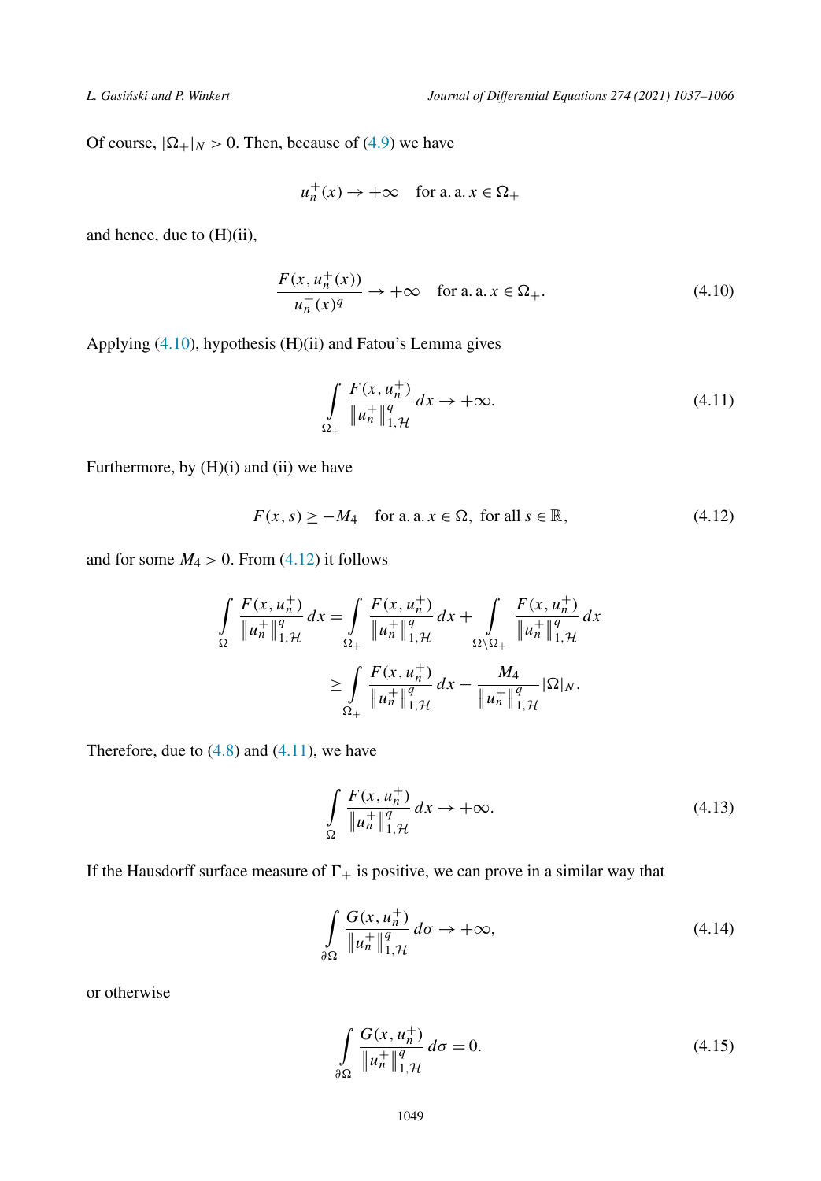Of course, $|\Omega_+|_N > 0$. Then, because of (4.9) we have

$$u_n^+(x) \to +\infty \quad \text{for a. a. } x \in \Omega_+$$

and hence, due to (H)(ii),

$$\frac{F(x, u_n^+(x))}{u_n^+(x)^q} \to +\infty \quad \text{for a. a. } x \in \Omega_+. \tag{4.10}$$

Applying (4.10), hypothesis (H)(ii) and Fatou's Lemma gives

$$\int_{\Omega_+} \frac{F(x, u_n^+)}{\|u_n^+\|_{1,\mathcal{H}}^q} \, dx \to +\infty. \tag{4.11}$$

Furthermore, by (H)(i) and (ii) we have

$$F(x, s) \geq -M_4 \quad \text{for a. a. } x \in \Omega, \text{ for all } s \in \mathbb{R}, \tag{4.12}$$

and for some $M_4 > 0$. From (4.12) it follows

$$\begin{aligned}
\int_{\Omega} \frac{F(x, u_n^+)}{\|u_n^+\|_{1,\mathcal{H}}^q} \, dx &= \int_{\Omega_+} \frac{F(x, u_n^+)}{\|u_n^+\|_{1,\mathcal{H}}^q} \, dx + \int_{\Omega \setminus \Omega_+} \frac{F(x, u_n^+)}{\|u_n^+\|_{1,\mathcal{H}}^q} \, dx \\
&\geq \int_{\Omega_+} \frac{F(x, u_n^+)}{\|u_n^+\|_{1,\mathcal{H}}^q} \, dx - \frac{M_4}{\|u_n^+\|_{1,\mathcal{H}}^q} |\Omega|_N.
\end{aligned}$$

Therefore, due to (4.8) and (4.11), we have

$$\int_{\Omega} \frac{F(x, u_n^+)}{\|u_n^+\|_{1,\mathcal{H}}^q} \, dx \to +\infty. \tag{4.13}$$

If the Hausdorff surface measure of $\Gamma_+$ is positive, we can prove in a similar way that

$$\int_{\partial\Omega} \frac{G(x, u_n^+)}{\|u_n^+\|_{1,\mathcal{H}}^q} \, d\sigma \to +\infty, \tag{4.14}$$

or otherwise

$$\int_{\partial\Omega} \frac{G(x, u_n^+)}{\|u_n^+\|_{1,\mathcal{H}}^q} \, d\sigma = 0. \tag{4.15}$$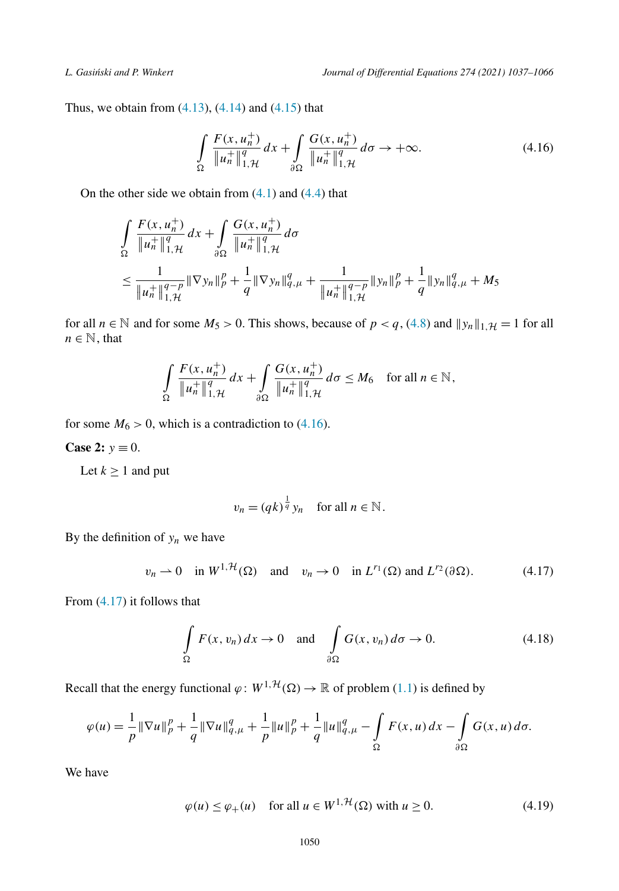Thus, we obtain from (4.13), (4.14) and (4.15) that

$$\int_{\Omega} \frac{F(x,u_n^+)}{\|u_n^+\|_{1,\mathcal{H}}^q}\,dx + \int_{\partial\Omega} \frac{G(x,u_n^+)}{\|u_n^+\|_{1,\mathcal{H}}^q}\,d\sigma \to +\infty. \tag{4.16}$$

On the other side we obtain from (4.1) and (4.4) that

$$\begin{aligned}
&\int_{\Omega} \frac{F(x,u_n^+)}{\|u_n^+\|_{1,\mathcal{H}}^q}\,dx + \int_{\partial\Omega} \frac{G(x,u_n^+)}{\|u_n^+\|_{1,\mathcal{H}}^q}\,d\sigma \\
&\le \frac{1}{\|u_n^+\|_{1,\mathcal{H}}^{q-p}}\|\nabla y_n\|_p^p + \frac{1}{q}\|\nabla y_n\|_{q,\mu}^q + \frac{1}{\|u_n^+\|_{1,\mathcal{H}}^{q-p}}\|y_n\|_p^p + \frac{1}{q}\|y_n\|_{q,\mu}^q + M_5
\end{aligned}$$

for all $n \in \mathbb{N}$ and for some $M_5 > 0$. This shows, because of $p < q$, (4.8) and $\|y_n\|_{1,\mathcal{H}} = 1$ for all $n \in \mathbb{N}$, that

$$\int_{\Omega} \frac{F(x,u_n^+)}{\|u_n^+\|_{1,\mathcal{H}}^q}\,dx + \int_{\partial\Omega} \frac{G(x,u_n^+)}{\|u_n^+\|_{1,\mathcal{H}}^q}\,d\sigma \le M_6 \quad \text{for all } n \in \mathbb{N},$$

for some $M_6 > 0$, which is a contradiction to (4.16).

**Case 2:** $y \equiv 0$.

Let $k \ge 1$ and put

$$v_n = (qk)^{\frac{1}{q}} y_n \quad \text{for all } n \in \mathbb{N}.$$

By the definition of $y_n$ we have

$$v_n \rightharpoonup 0 \quad \text{in } W^{1,\mathcal{H}}(\Omega) \quad \text{and} \quad v_n \to 0 \quad \text{in } L^{r_1}(\Omega) \text{ and } L^{r_2}(\partial\Omega). \tag{4.17}$$

From (4.17) it follows that

$$\int_{\Omega} F(x,v_n)\,dx \to 0 \quad \text{and} \quad \int_{\partial\Omega} G(x,v_n)\,d\sigma \to 0. \tag{4.18}$$

Recall that the energy functional $\varphi\colon W^{1,\mathcal{H}}(\Omega) \to \mathbb{R}$ of problem (1.1) is defined by

$$\varphi(u) = \frac{1}{p}\|\nabla u\|_p^p + \frac{1}{q}\|\nabla u\|_{q,\mu}^q + \frac{1}{p}\|u\|_p^p + \frac{1}{q}\|u\|_{q,\mu}^q - \int_{\Omega} F(x,u)\,dx - \int_{\partial\Omega} G(x,u)\,d\sigma.$$

We have

$$\varphi(u) \le \varphi_+(u) \quad \text{for all } u \in W^{1,\mathcal{H}}(\Omega) \text{ with } u \ge 0. \tag{4.19}$$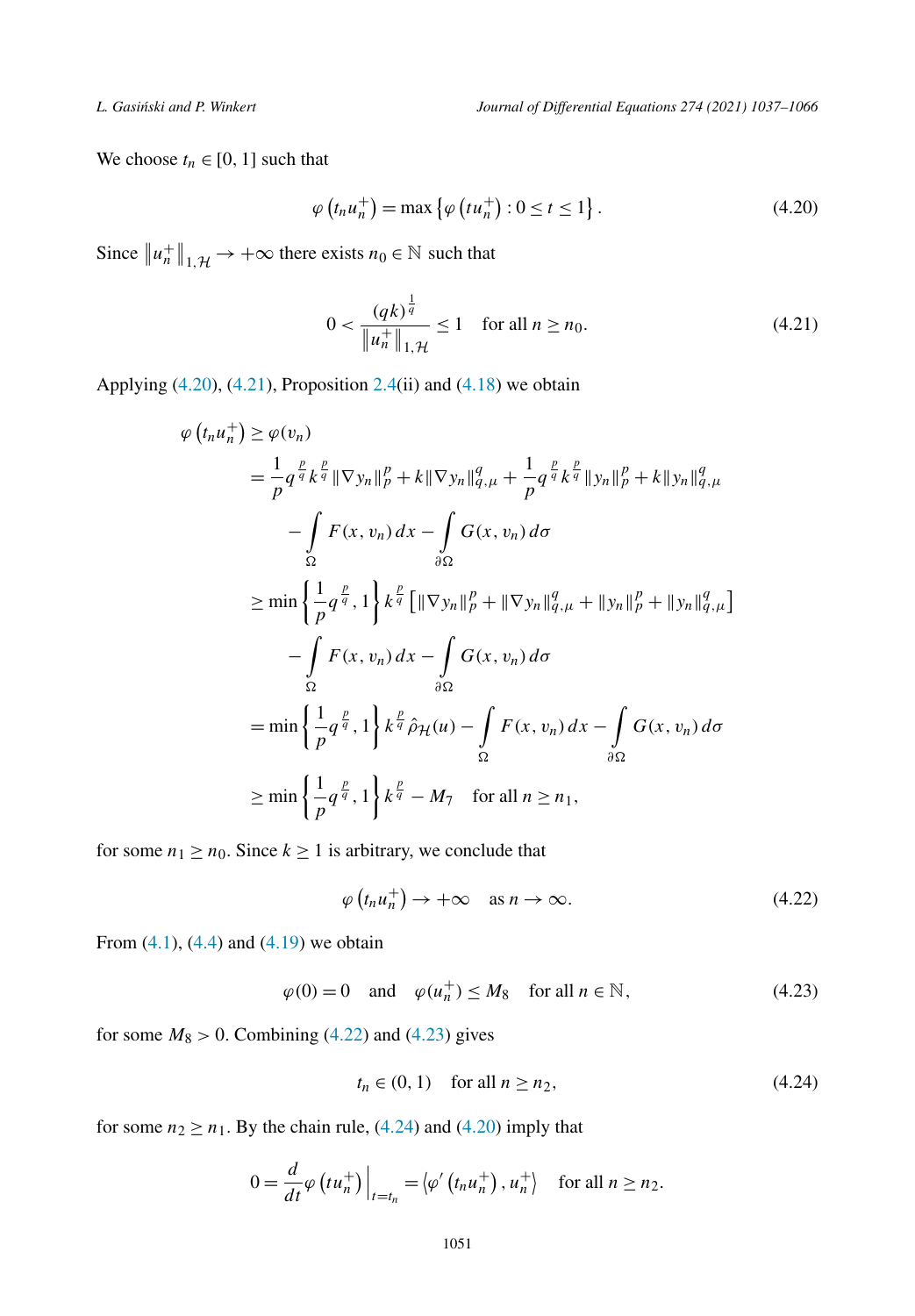We choose $t_n \in [0,1]$ such that

$$\varphi\left(t_n u_n^+\right) = \max\left\{\varphi\left(t u_n^+\right) : 0 \leq t \leq 1\right\}. \tag{4.20}$$

Since $\|u_n^+\|_{1,\mathcal{H}} \to +\infty$ there exists $n_0 \in \mathbb{N}$ such that

$$0 < \frac{(qk)^{\frac{1}{q}}}{\|u_n^+\|_{1,\mathcal{H}}} \leq 1 \quad \text{for all } n \geq n_0. \tag{4.21}$$

Applying (4.20), (4.21), Proposition 2.4(ii) and (4.18) we obtain

$$\begin{aligned}
\varphi\left(t_n u_n^+\right) &\geq \varphi(v_n) \\
&= \frac{1}{p} q^{\frac{p}{q}} k^{\frac{p}{q}} \|\nabla y_n\|_p^p + k \|\nabla y_n\|_{q,\mu}^q + \frac{1}{p} q^{\frac{p}{q}} k^{\frac{p}{q}} \|y_n\|_p^p + k \|y_n\|_{q,\mu}^q \\
&\quad - \int_\Omega F(x, v_n)\, dx - \int_{\partial\Omega} G(x, v_n)\, d\sigma \\
&\geq \min\left\{\frac{1}{p} q^{\frac{p}{q}}, 1\right\} k^{\frac{p}{q}} \left[\|\nabla y_n\|_p^p + \|\nabla y_n\|_{q,\mu}^q + \|y_n\|_p^p + \|y_n\|_{q,\mu}^q\right] \\
&\quad - \int_\Omega F(x, v_n)\, dx - \int_{\partial\Omega} G(x, v_n)\, d\sigma \\
&= \min\left\{\frac{1}{p} q^{\frac{p}{q}}, 1\right\} k^{\frac{p}{q}} \hat{\rho}_{\mathcal{H}}(u) - \int_\Omega F(x, v_n)\, dx - \int_{\partial\Omega} G(x, v_n)\, d\sigma \\
&\geq \min\left\{\frac{1}{p} q^{\frac{p}{q}}, 1\right\} k^{\frac{p}{q}} - M_7 \quad \text{for all } n \geq n_1,
\end{aligned}$$

for some $n_1 \geq n_0$. Since $k \geq 1$ is arbitrary, we conclude that

$$\varphi\left(t_n u_n^+\right) \to +\infty \quad \text{as } n \to \infty. \tag{4.22}$$

From (4.1), (4.4) and (4.19) we obtain

$$\varphi(0) = 0 \quad \text{and} \quad \varphi(u_n^+) \leq M_8 \quad \text{for all } n \in \mathbb{N}, \tag{4.23}$$

for some $M_8 > 0$. Combining (4.22) and (4.23) gives

$$t_n \in (0,1) \quad \text{for all } n \geq n_2, \tag{4.24}$$

for some $n_2 \geq n_1$. By the chain rule, (4.24) and (4.20) imply that

$$0 = \frac{d}{dt} \varphi\left(t u_n^+\right)\Big|_{t=t_n} = \left\langle \varphi'\left(t_n u_n^+\right), u_n^+ \right\rangle \quad \text{for all } n \geq n_2.$$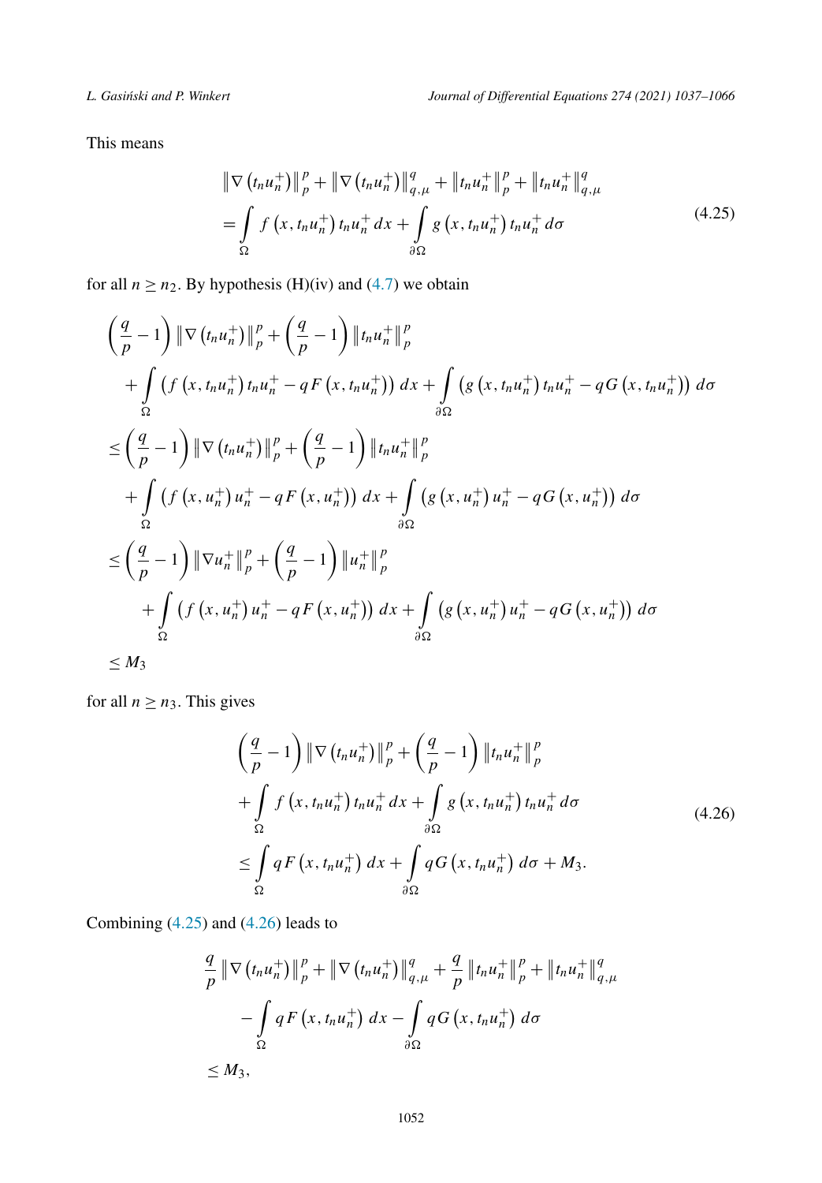This means

$$
\begin{aligned}
&\left\|\nabla\left(t_n u_n^+\right)\right\|_p^p+\left\|\nabla\left(t_n u_n^+\right)\right\|_{q,\mu}^q+\left\|t_n u_n^+\right\|_p^p+\left\|t_n u_n^+\right\|_{q,\mu}^q\\
&=\int_\Omega f\left(x,t_n u_n^+\right)t_n u_n^+\,dx+\int_{\partial\Omega} g\left(x,t_n u_n^+\right)t_n u_n^+\,d\sigma
\end{aligned}
\tag{4.25}
$$

for all $n \geq n_2$. By hypothesis (H)(iv) and (4.7) we obtain

$$
\begin{aligned}
&\left(\frac{q}{p}-1\right)\left\|\nabla\left(t_n u_n^+\right)\right\|_p^p+\left(\frac{q}{p}-1\right)\left\|t_n u_n^+\right\|_p^p\\
&\quad+\int_\Omega\left(f\left(x,t_n u_n^+\right)t_n u_n^+-qF\left(x,t_n u_n^+\right)\right)dx+\int_{\partial\Omega}\left(g\left(x,t_n u_n^+\right)t_n u_n^+-qG\left(x,t_n u_n^+\right)\right)d\sigma\\
&\leq\left(\frac{q}{p}-1\right)\left\|\nabla\left(t_n u_n^+\right)\right\|_p^p+\left(\frac{q}{p}-1\right)\left\|t_n u_n^+\right\|_p^p\\
&\quad+\int_\Omega\left(f\left(x,u_n^+\right)u_n^+-qF\left(x,u_n^+\right)\right)dx+\int_{\partial\Omega}\left(g\left(x,u_n^+\right)u_n^+-qG\left(x,u_n^+\right)\right)d\sigma\\
&\leq\left(\frac{q}{p}-1\right)\left\|\nabla u_n^+\right\|_p^p+\left(\frac{q}{p}-1\right)\left\|u_n^+\right\|_p^p\\
&\qquad+\int_\Omega\left(f\left(x,u_n^+\right)u_n^+-qF\left(x,u_n^+\right)\right)dx+\int_{\partial\Omega}\left(g\left(x,u_n^+\right)u_n^+-qG\left(x,u_n^+\right)\right)d\sigma\\
&\leq M_3
\end{aligned}
$$

for all $n \geq n_3$. This gives

$$
\begin{aligned}
&\left(\frac{q}{p}-1\right)\left\|\nabla\left(t_n u_n^+\right)\right\|_p^p+\left(\frac{q}{p}-1\right)\left\|t_n u_n^+\right\|_p^p\\
&+\int_\Omega f\left(x,t_n u_n^+\right)t_n u_n^+\,dx+\int_{\partial\Omega} g\left(x,t_n u_n^+\right)t_n u_n^+\,d\sigma\\
&\leq\int_\Omega qF\left(x,t_n u_n^+\right)dx+\int_{\partial\Omega} qG\left(x,t_n u_n^+\right)d\sigma+M_3.
\end{aligned}
\tag{4.26}
$$

Combining (4.25) and (4.26) leads to

$$
\begin{aligned}
&\frac{q}{p}\left\|\nabla\left(t_n u_n^+\right)\right\|_p^p+\left\|\nabla\left(t_n u_n^+\right)\right\|_{q,\mu}^q+\frac{q}{p}\left\|t_n u_n^+\right\|_p^p+\left\|t_n u_n^+\right\|_{q,\mu}^q\\
&\qquad-\int_\Omega qF\left(x,t_n u_n^+\right)dx-\int_{\partial\Omega} qG\left(x,t_n u_n^+\right)d\sigma\\
&\leq M_3,
\end{aligned}
$$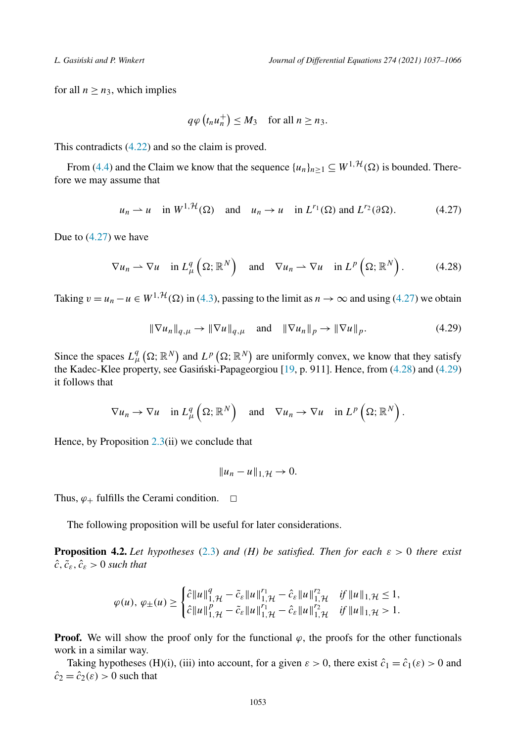for all $n \geq n_3$, which implies

$$q\varphi\left(t_n u_n^+\right) \leq M_3 \quad \text{for all } n \geq n_3.$$

This contradicts (4.22) and so the claim is proved.

From (4.4) and the Claim we know that the sequence $\{u_n\}_{n\geq 1} \subseteq W^{1,\mathcal{H}}(\Omega)$ is bounded. Therefore we may assume that

$$u_n \rightharpoonup u \quad \text{in } W^{1,\mathcal{H}}(\Omega) \quad \text{and} \quad u_n \to u \quad \text{in } L^{r_1}(\Omega) \text{ and } L^{r_2}(\partial\Omega). \tag{4.27}$$

Due to (4.27) we have

$$\nabla u_n \rightharpoonup \nabla u \quad \text{in } L^q_\mu\left(\Omega;\mathbb{R}^N\right) \quad \text{and} \quad \nabla u_n \rightharpoonup \nabla u \quad \text{in } L^p\left(\Omega;\mathbb{R}^N\right). \tag{4.28}$$

Taking $v = u_n - u \in W^{1,\mathcal{H}}(\Omega)$ in (4.3), passing to the limit as $n \to \infty$ and using (4.27) we obtain

$$\|\nabla u_n\|_{q,\mu} \to \|\nabla u\|_{q,\mu} \quad \text{and} \quad \|\nabla u_n\|_p \to \|\nabla u\|_p. \tag{4.29}$$

Since the spaces $L^q_\mu\left(\Omega;\mathbb{R}^N\right)$ and $L^p\left(\Omega;\mathbb{R}^N\right)$ are uniformly convex, we know that they satisfy the Kadec-Klee property, see Gasiński-Papageorgiou [19, p. 911]. Hence, from (4.28) and (4.29) it follows that

$$\nabla u_n \to \nabla u \quad \text{in } L^q_\mu\left(\Omega;\mathbb{R}^N\right) \quad \text{and} \quad \nabla u_n \to \nabla u \quad \text{in } L^p\left(\Omega;\mathbb{R}^N\right).$$

Hence, by Proposition 2.3(ii) we conclude that

$$\|u_n - u\|_{1,\mathcal{H}} \to 0.$$

Thus, $\varphi_+$ fulfills the Cerami condition. $\square$

The following proposition will be useful for later considerations.

**Proposition 4.2.** *Let hypotheses (2.3) and (H) be satisfied. Then for each $\varepsilon > 0$ there exist $\hat{c}, \tilde{c}_\varepsilon, \hat{c}_\varepsilon > 0$ such that*

$$\varphi(u),\ \varphi_\pm(u) \geq \begin{cases} \hat{c}\|u\|^q_{1,\mathcal{H}} - \tilde{c}_\varepsilon\|u\|^{r_1}_{1,\mathcal{H}} - \hat{c}_\varepsilon\|u\|^{r_2}_{1,\mathcal{H}} & \text{if } \|u\|_{1,\mathcal{H}} \leq 1, \\ \hat{c}\|u\|^p_{1,\mathcal{H}} - \tilde{c}_\varepsilon\|u\|^{r_1}_{1,\mathcal{H}} - \hat{c}_\varepsilon\|u\|^{r_2}_{1,\mathcal{H}} & \text{if } \|u\|_{1,\mathcal{H}} > 1. \end{cases}$$

**Proof.** We will show the proof only for the functional $\varphi$, the proofs for the other functionals work in a similar way.

Taking hypotheses (H)(i), (iii) into account, for a given $\varepsilon > 0$, there exist $\hat{c}_1 = \hat{c}_1(\varepsilon) > 0$ and $\hat{c}_2 = \hat{c}_2(\varepsilon) > 0$ such that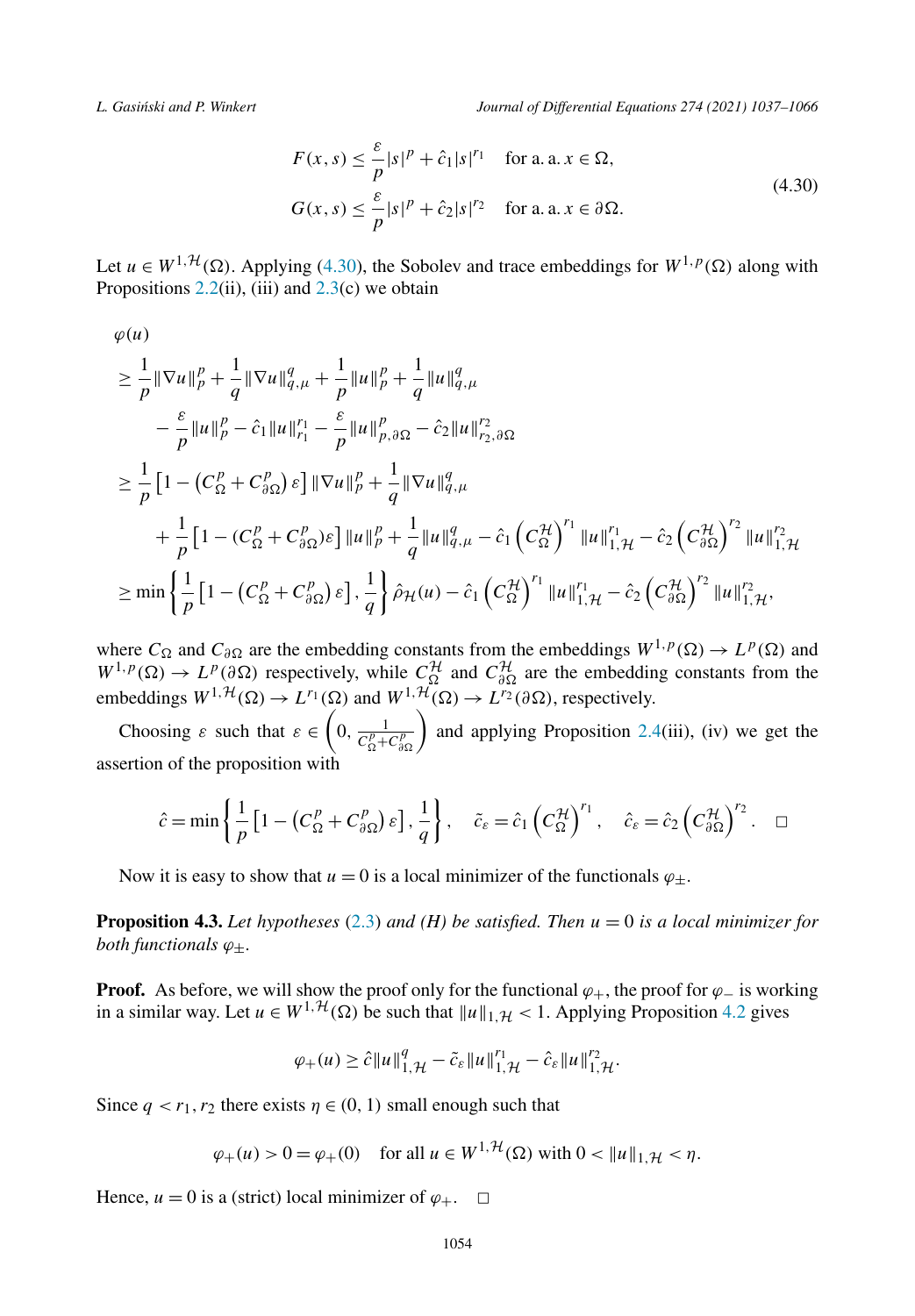$$
\begin{aligned}
F(x,s) &\le \frac{\varepsilon}{p}|s|^p + \hat{c}_1 |s|^{r_1} \quad \text{for a. a. } x \in \Omega, \\
G(x,s) &\le \frac{\varepsilon}{p}|s|^p + \hat{c}_2 |s|^{r_2} \quad \text{for a. a. } x \in \partial\Omega.
\end{aligned} \tag{4.30}
$$

Let $u \in W^{1,\mathcal{H}}(\Omega)$. Applying (4.30), the Sobolev and trace embeddings for $W^{1,p}(\Omega)$ along with Propositions 2.2(ii), (iii) and 2.3(c) we obtain

$$
\begin{aligned}
&\varphi(u) \\
&\ge \frac{1}{p}\|\nabla u\|_p^p + \frac{1}{q}\|\nabla u\|_{q,\mu}^q + \frac{1}{p}\|u\|_p^p + \frac{1}{q}\|u\|_{q,\mu}^q \\
&\qquad - \frac{\varepsilon}{p}\|u\|_p^p - \hat{c}_1\|u\|_{r_1}^{r_1} - \frac{\varepsilon}{p}\|u\|_{p,\partial\Omega}^p - \hat{c}_2\|u\|_{r_2,\partial\Omega}^{r_2} \\
&\ge \frac{1}{p}\left[1 - \left(C_\Omega^p + C_{\partial\Omega}^p\right)\varepsilon\right]\|\nabla u\|_p^p + \frac{1}{q}\|\nabla u\|_{q,\mu}^q \\
&\qquad + \frac{1}{p}\left[1 - (C_\Omega^p + C_{\partial\Omega}^p)\varepsilon\right]\|u\|_p^p + \frac{1}{q}\|u\|_{q,\mu}^q - \hat{c}_1\left(C_\Omega^{\mathcal{H}}\right)^{r_1}\|u\|_{1,\mathcal{H}}^{r_1} - \hat{c}_2\left(C_{\partial\Omega}^{\mathcal{H}}\right)^{r_2}\|u\|_{1,\mathcal{H}}^{r_2} \\
&\ge \min\left\{\frac{1}{p}\left[1 - \left(C_\Omega^p + C_{\partial\Omega}^p\right)\varepsilon\right], \frac{1}{q}\right\}\hat{\rho}_{\mathcal{H}}(u) - \hat{c}_1\left(C_\Omega^{\mathcal{H}}\right)^{r_1}\|u\|_{1,\mathcal{H}}^{r_1} - \hat{c}_2\left(C_{\partial\Omega}^{\mathcal{H}}\right)^{r_2}\|u\|_{1,\mathcal{H}}^{r_2},
\end{aligned}
$$

where $C_\Omega$ and $C_{\partial\Omega}$ are the embedding constants from the embeddings $W^{1,p}(\Omega) \to L^p(\Omega)$ and $W^{1,p}(\Omega) \to L^p(\partial\Omega)$ respectively, while $C_\Omega^{\mathcal{H}}$ and $C_{\partial\Omega}^{\mathcal{H}}$ are the embedding constants from the embeddings $W^{1,\mathcal{H}}(\Omega) \to L^{r_1}(\Omega)$ and $W^{1,\mathcal{H}}(\Omega) \to L^{r_2}(\partial\Omega)$, respectively.

Choosing $\varepsilon$ such that $\varepsilon \in \left(0, \frac{1}{C_\Omega^p + C_{\partial\Omega}^p}\right)$ and applying Proposition 2.4(iii), (iv) we get the assertion of the proposition with

$$
\hat{c} = \min\left\{\frac{1}{p}\left[1 - \left(C_\Omega^p + C_{\partial\Omega}^p\right)\varepsilon\right], \frac{1}{q}\right\}, \quad \tilde{c}_\varepsilon = \hat{c}_1\left(C_\Omega^{\mathcal{H}}\right)^{r_1}, \quad \hat{c}_\varepsilon = \hat{c}_2\left(C_{\partial\Omega}^{\mathcal{H}}\right)^{r_2}. \quad \square
$$

Now it is easy to show that $u = 0$ is a local minimizer of the functionals $\varphi_\pm$.

**Proposition 4.3.** *Let hypotheses* (2.3) *and (H) be satisfied. Then $u = 0$ is a local minimizer for both functionals $\varphi_\pm$.*

**Proof.** As before, we will show the proof only for the functional $\varphi_+$, the proof for $\varphi_-$ is working in a similar way. Let $u \in W^{1,\mathcal{H}}(\Omega)$ be such that $\|u\|_{1,\mathcal{H}} < 1$. Applying Proposition 4.2 gives

$$
\varphi_+(u) \ge \hat{c}\|u\|_{1,\mathcal{H}}^q - \tilde{c}_\varepsilon\|u\|_{1,\mathcal{H}}^{r_1} - \hat{c}_\varepsilon\|u\|_{1,\mathcal{H}}^{r_2}.
$$

Since $q < r_1, r_2$ there exists $\eta \in (0,1)$ small enough such that

$$
\varphi_+(u) > 0 = \varphi_+(0) \quad \text{for all } u \in W^{1,\mathcal{H}}(\Omega) \text{ with } 0 < \|u\|_{1,\mathcal{H}} < \eta.
$$

Hence, $u = 0$ is a (strict) local minimizer of $\varphi_+$. $\square$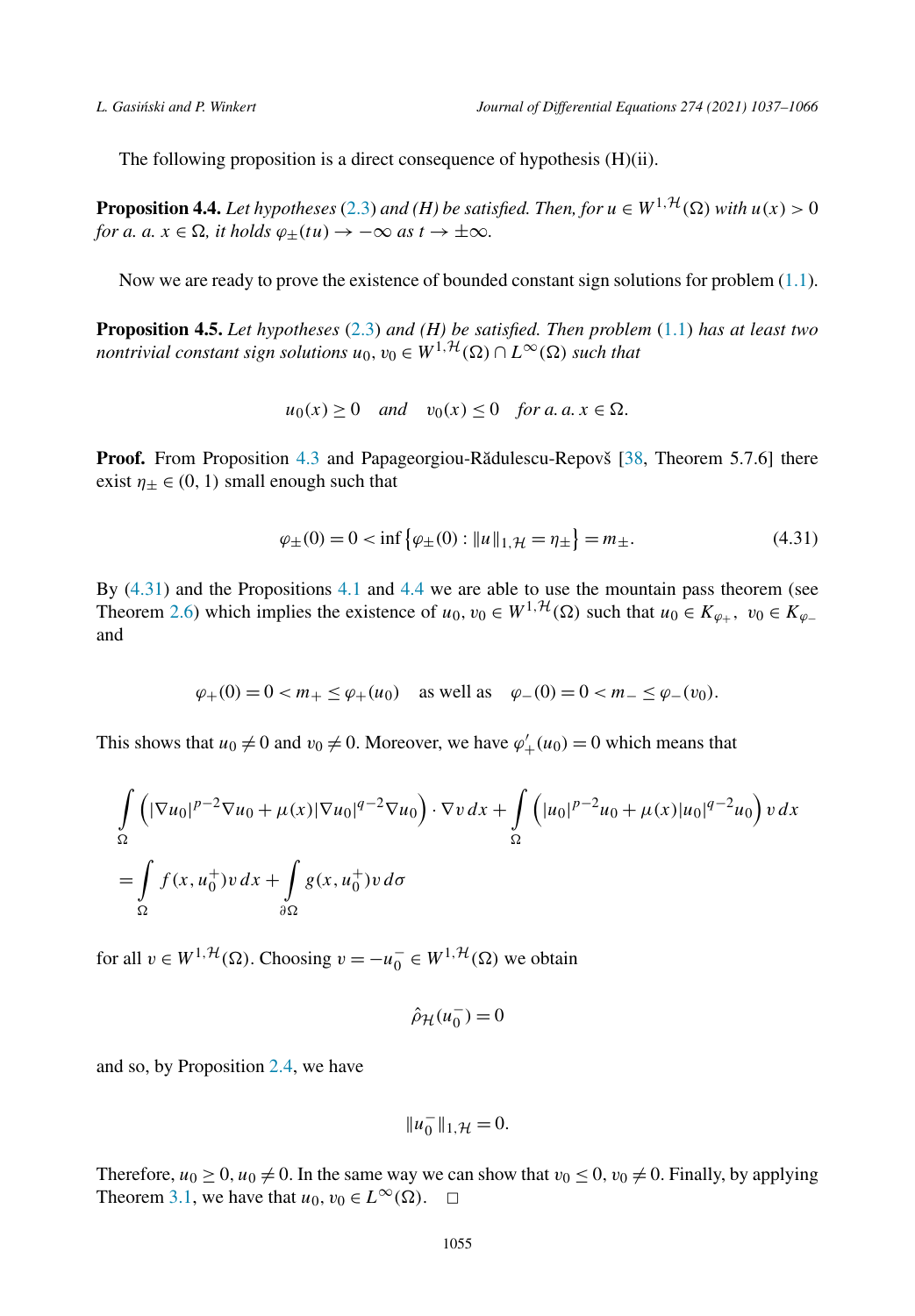The following proposition is a direct consequence of hypothesis (H)(ii).

**Proposition 4.4.** *Let hypotheses* (2.3) *and (H) be satisfied. Then, for* $u \in W^{1,\mathcal{H}}(\Omega)$ *with* $u(x) > 0$ *for a. a.* $x \in \Omega$*, it holds* $\varphi_\pm(tu) \to -\infty$ *as* $t \to \pm\infty$.

Now we are ready to prove the existence of bounded constant sign solutions for problem (1.1).

**Proposition 4.5.** *Let hypotheses* (2.3) *and (H) be satisfied. Then problem* (1.1) *has at least two nontrivial constant sign solutions* $u_0, v_0 \in W^{1,\mathcal{H}}(\Omega) \cap L^\infty(\Omega)$ *such that*

$$u_0(x) \geq 0 \quad \text{and} \quad v_0(x) \leq 0 \quad \text{for a. a. } x \in \Omega.$$

**Proof.** From Proposition 4.3 and Papageorgiou-Rădulescu-Repovš [38, Theorem 5.7.6] there exist $\eta_\pm \in (0,1)$ small enough such that

$$\varphi_\pm(0) = 0 < \inf\left\{\varphi_\pm(0) : \|u\|_{1,\mathcal{H}} = \eta_\pm\right\} = m_\pm. \tag{4.31}$$

By (4.31) and the Propositions 4.1 and 4.4 we are able to use the mountain pass theorem (see Theorem 2.6) which implies the existence of $u_0, v_0 \in W^{1,\mathcal{H}}(\Omega)$ such that $u_0 \in K_{\varphi_+}$, $v_0 \in K_{\varphi_-}$ and

$$\varphi_+(0) = 0 < m_+ \leq \varphi_+(u_0) \quad \text{as well as} \quad \varphi_-(0) = 0 < m_- \leq \varphi_-(v_0).$$

This shows that $u_0 \neq 0$ and $v_0 \neq 0$. Moreover, we have $\varphi_+'(u_0) = 0$ which means that

$$\begin{aligned}
&\int_\Omega \left(|\nabla u_0|^{p-2}\nabla u_0 + \mu(x)|\nabla u_0|^{q-2}\nabla u_0\right)\cdot \nabla v\,dx + \int_\Omega \left(|u_0|^{p-2}u_0 + \mu(x)|u_0|^{q-2}u_0\right)v\,dx \\
&= \int_\Omega f(x,u_0^+)v\,dx + \int_{\partial\Omega} g(x,u_0^+)v\,d\sigma
\end{aligned}$$

for all $v \in W^{1,\mathcal{H}}(\Omega)$. Choosing $v = -u_0^- \in W^{1,\mathcal{H}}(\Omega)$ we obtain

$$\hat{\rho}_{\mathcal{H}}(u_0^-) = 0$$

and so, by Proposition 2.4, we have

$$\|u_0^-\|_{1,\mathcal{H}} = 0.$$

Therefore, $u_0 \geq 0$, $u_0 \neq 0$. In the same way we can show that $v_0 \leq 0$, $v_0 \neq 0$. Finally, by applying Theorem 3.1, we have that $u_0, v_0 \in L^\infty(\Omega)$. $\square$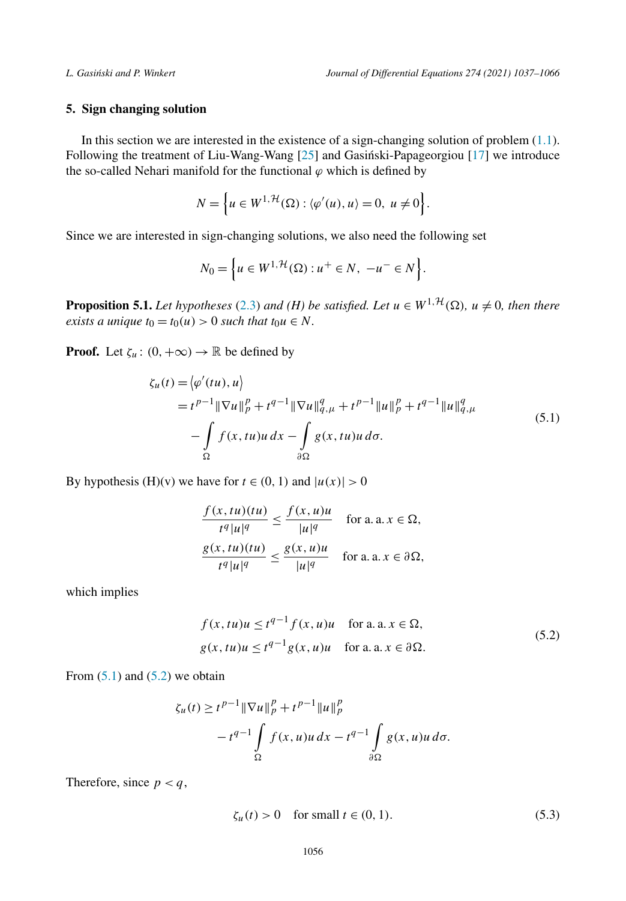## 5. Sign changing solution

In this section we are interested in the existence of a sign-changing solution of problem (1.1). Following the treatment of Liu-Wang-Wang [25] and Gasiński-Papageorgiou [17] we introduce the so-called Nehari manifold for the functional $\varphi$ which is defined by

$$
N = \left\{ u \in W^{1,\mathcal{H}}(\Omega) : \langle \varphi'(u), u \rangle = 0,\ u \neq 0 \right\}.
$$

Since we are interested in sign-changing solutions, we also need the following set

$$
N_0 = \left\{ u \in W^{1,\mathcal{H}}(\Omega) : u^+ \in N,\ -u^- \in N \right\}.
$$

**Proposition 5.1.** *Let hypotheses (2.3) and (H) be satisfied. Let $u \in W^{1,\mathcal{H}}(\Omega)$, $u \neq 0$, then there exists a unique $t_0 = t_0(u) > 0$ such that $t_0 u \in N$.*

**Proof.** Let $\zeta_u \colon (0, +\infty) \to \mathbb{R}$ be defined by

$$
\begin{aligned}
\zeta_u(t) &= \langle \varphi'(tu), u \rangle \\
&= t^{p-1} \|\nabla u\|_p^p + t^{q-1} \|\nabla u\|_{q,\mu}^q + t^{p-1} \|u\|_p^p + t^{q-1} \|u\|_{q,\mu}^q \\
&\quad - \int_\Omega f(x, tu) u \, dx - \int_{\partial\Omega} g(x, tu) u \, d\sigma.
\end{aligned}
\tag{5.1}
$$

By hypothesis (H)(v) we have for $t \in (0, 1)$ and $|u(x)| > 0$

$$
\begin{aligned}
\frac{f(x, tu)(tu)}{t^q |u|^q} &\leq \frac{f(x, u)u}{|u|^q} \quad \text{for a. a. } x \in \Omega, \\
\frac{g(x, tu)(tu)}{t^q |u|^q} &\leq \frac{g(x, u)u}{|u|^q} \quad \text{for a. a. } x \in \partial\Omega,
\end{aligned}
$$

which implies

$$
\begin{aligned}
f(x, tu)u &\leq t^{q-1} f(x, u)u \quad \text{for a. a. } x \in \Omega, \\
g(x, tu)u &\leq t^{q-1} g(x, u)u \quad \text{for a. a. } x \in \partial\Omega.
\end{aligned}
\tag{5.2}
$$

From (5.1) and (5.2) we obtain

$$
\begin{aligned}
\zeta_u(t) &\geq t^{p-1} \|\nabla u\|_p^p + t^{p-1} \|u\|_p^p \\
&\quad - t^{q-1} \int_\Omega f(x, u) u \, dx - t^{q-1} \int_{\partial\Omega} g(x, u) u \, d\sigma.
\end{aligned}
$$

Therefore, since $p < q$,

$$
\zeta_u(t) > 0 \quad \text{for small } t \in (0, 1). \tag{5.3}
$$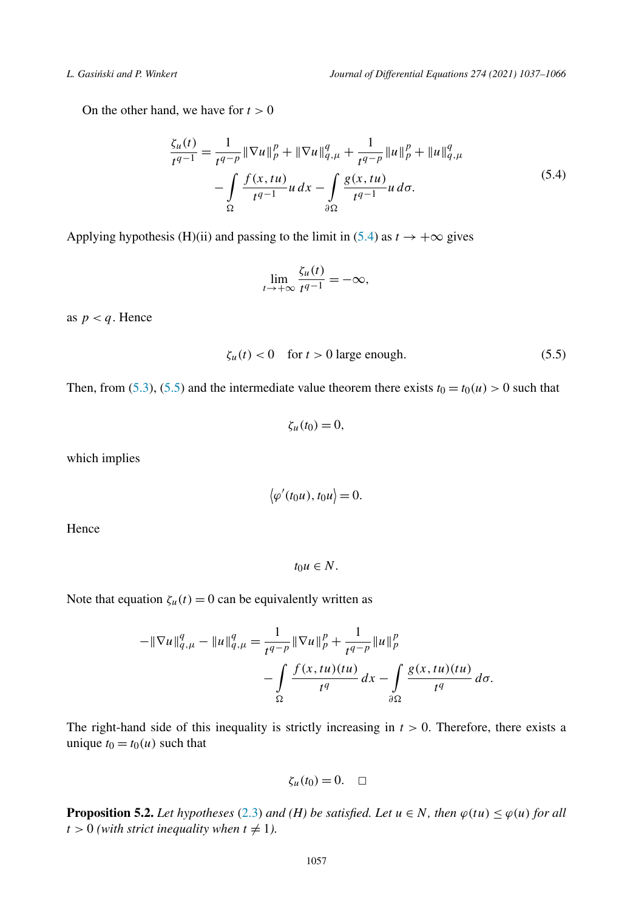On the other hand, we have for $t > 0$

$$\frac{\zeta_u(t)}{t^{q-1}} = \frac{1}{t^{q-p}}\|\nabla u\|_p^p + \|\nabla u\|_{q,\mu}^q + \frac{1}{t^{q-p}}\|u\|_p^p + \|u\|_{q,\mu}^q - \int_\Omega \frac{f(x,tu)}{t^{q-1}}u\,dx - \int_{\partial\Omega} \frac{g(x,tu)}{t^{q-1}}u\,d\sigma. \tag{5.4}$$

Applying hypothesis (H)(ii) and passing to the limit in (5.4) as $t \to +\infty$ gives

$$\lim_{t\to+\infty} \frac{\zeta_u(t)}{t^{q-1}} = -\infty,$$

as $p < q$. Hence

$$\zeta_u(t) < 0 \quad \text{for } t > 0 \text{ large enough.} \tag{5.5}$$

Then, from (5.3), (5.5) and the intermediate value theorem there exists $t_0 = t_0(u) > 0$ such that

$$\zeta_u(t_0) = 0,$$

which implies

$$\langle \varphi'(t_0 u), t_0 u\rangle = 0.$$

Hence

$$t_0 u \in N.$$

Note that equation $\zeta_u(t) = 0$ can be equivalently written as

$$-\|\nabla u\|_{q,\mu}^q - \|u\|_{q,\mu}^q = \frac{1}{t^{q-p}}\|\nabla u\|_p^p + \frac{1}{t^{q-p}}\|u\|_p^p - \int_\Omega \frac{f(x,tu)(tu)}{t^q}\,dx - \int_{\partial\Omega} \frac{g(x,tu)(tu)}{t^q}\,d\sigma.$$

The right-hand side of this inequality is strictly increasing in $t > 0$. Therefore, there exists a unique $t_0 = t_0(u)$ such that

$$\zeta_u(t_0) = 0. \quad \square$$

**Proposition 5.2.** *Let hypotheses (2.3) and (H) be satisfied. Let $u \in N$, then $\varphi(tu) \leq \varphi(u)$ for all $t > 0$ (with strict inequality when $t \neq 1$).*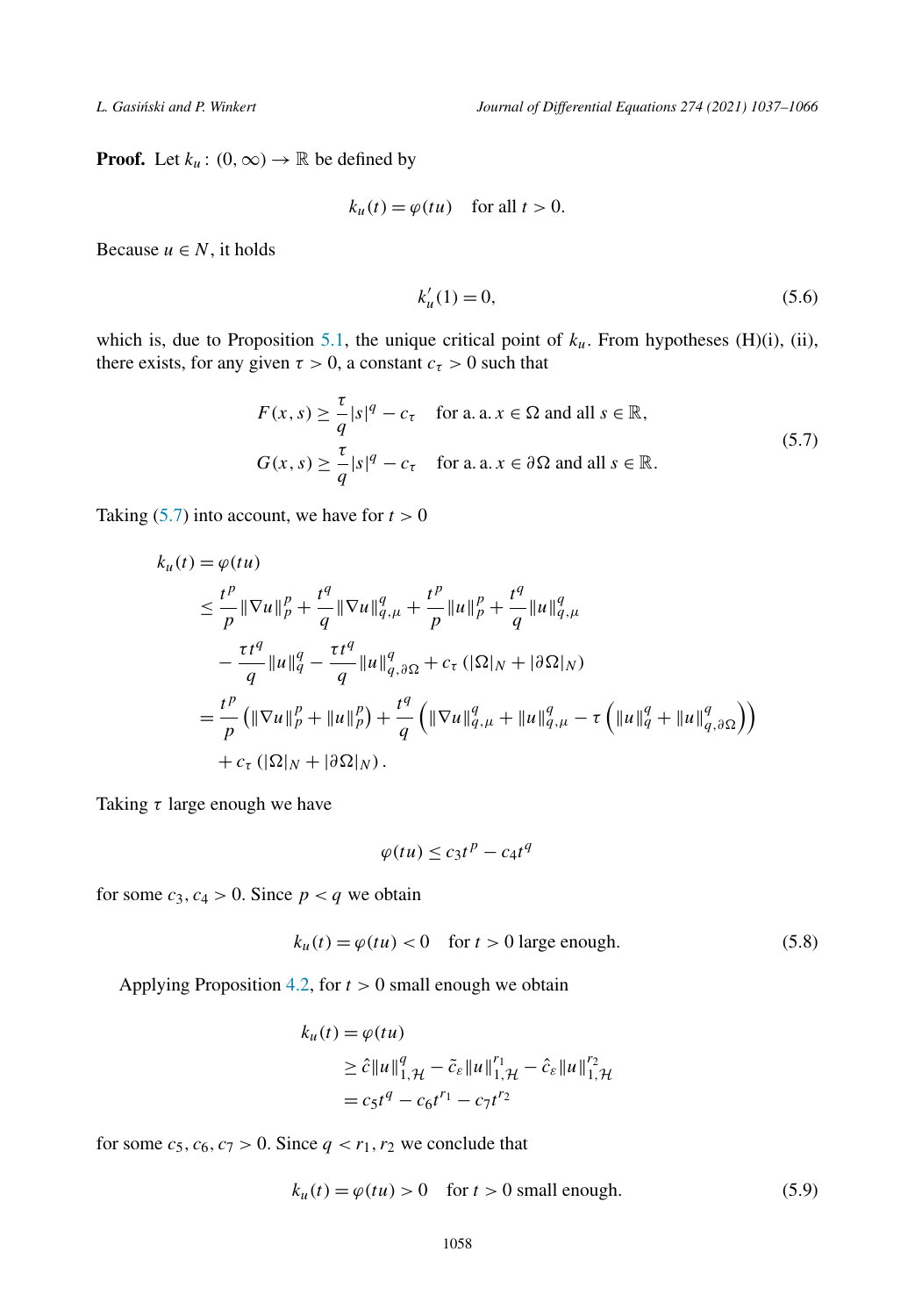**Proof.** Let $k_u\colon (0,\infty) \to \mathbb{R}$ be defined by

$$k_u(t) = \varphi(tu) \quad \text{for all } t > 0.$$

Because $u \in N$, it holds

$$k_u'(1) = 0, \tag{5.6}$$

which is, due to Proposition 5.1, the unique critical point of $k_u$. From hypotheses (H)(i), (ii), there exists, for any given $\tau > 0$, a constant $c_\tau > 0$ such that

$$\begin{aligned}
F(x,s) &\geq \frac{\tau}{q}|s|^q - c_\tau \quad \text{for a. a. } x \in \Omega \text{ and all } s \in \mathbb{R},\\
G(x,s) &\geq \frac{\tau}{q}|s|^q - c_\tau \quad \text{for a. a. } x \in \partial\Omega \text{ and all } s \in \mathbb{R}.
\end{aligned} \tag{5.7}$$

Taking (5.7) into account, we have for $t > 0$

$$\begin{aligned}
k_u(t) &= \varphi(tu)\\
&\leq \frac{t^p}{p}\|\nabla u\|_p^p + \frac{t^q}{q}\|\nabla u\|_{q,\mu}^q + \frac{t^p}{p}\|u\|_p^p + \frac{t^q}{q}\|u\|_{q,\mu}^q\\
&\quad - \frac{\tau t^q}{q}\|u\|_q^q - \frac{\tau t^q}{q}\|u\|_{q,\partial\Omega}^q + c_\tau\left(|\Omega|_N + |\partial\Omega|_N\right)\\
&= \frac{t^p}{p}\left(\|\nabla u\|_p^p + \|u\|_p^p\right) + \frac{t^q}{q}\left(\|\nabla u\|_{q,\mu}^q + \|u\|_{q,\mu}^q - \tau\left(\|u\|_q^q + \|u\|_{q,\partial\Omega}^q\right)\right)\\
&\quad + c_\tau\left(|\Omega|_N + |\partial\Omega|_N\right).
\end{aligned}$$

Taking $\tau$ large enough we have

$$\varphi(tu) \leq c_3 t^p - c_4 t^q$$

for some $c_3, c_4 > 0$. Since $p < q$ we obtain

$$k_u(t) = \varphi(tu) < 0 \quad \text{for } t > 0 \text{ large enough.} \tag{5.8}$$

Applying Proposition 4.2, for $t > 0$ small enough we obtain

$$\begin{aligned}
k_u(t) &= \varphi(tu)\\
&\geq \hat{c}\|u\|_{1,\mathcal{H}}^q - \tilde{c}_\varepsilon\|u\|_{1,\mathcal{H}}^{r_1} - \hat{c}_\varepsilon\|u\|_{1,\mathcal{H}}^{r_2}\\
&= c_5 t^q - c_6 t^{r_1} - c_7 t^{r_2}
\end{aligned}$$

for some $c_5, c_6, c_7 > 0$. Since $q < r_1, r_2$ we conclude that

$$k_u(t) = \varphi(tu) > 0 \quad \text{for } t > 0 \text{ small enough.} \tag{5.9}$$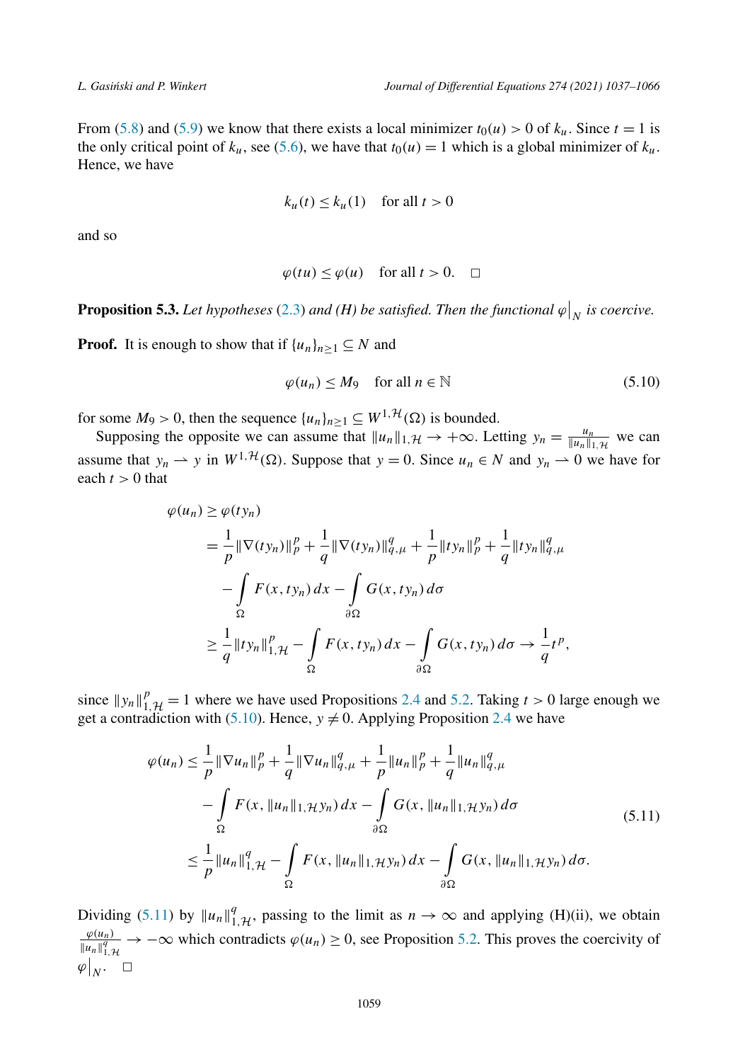From (5.8) and (5.9) we know that there exists a local minimizer $t_0(u) > 0$ of $k_u$. Since $t = 1$ is the only critical point of $k_u$, see (5.6), we have that $t_0(u) = 1$ which is a global minimizer of $k_u$. Hence, we have

$$k_u(t) \le k_u(1) \quad \text{for all } t > 0$$

and so

$$\varphi(tu) \le \varphi(u) \quad \text{for all } t > 0. \quad \square$$

**Proposition 5.3.** *Let hypotheses* (2.3) *and (H) be satisfied. Then the functional* $\varphi\big|_N$ *is coercive.*

**Proof.** It is enough to show that if $\{u_n\}_{n\ge 1} \subseteq N$ and

$$\varphi(u_n) \le M_9 \quad \text{for all } n \in \mathbb{N} \tag{5.10}$$

for some $M_9 > 0$, then the sequence $\{u_n\}_{n\ge 1} \subseteq W^{1,\mathcal{H}}(\Omega)$ is bounded.

Supposing the opposite we can assume that $\|u_n\|_{1,\mathcal{H}} \to +\infty$. Letting $y_n = \frac{u_n}{\|u_n\|_{1,\mathcal{H}}}$ we can assume that $y_n \rightharpoonup y$ in $W^{1,\mathcal{H}}(\Omega)$. Suppose that $y = 0$. Since $u_n \in N$ and $y_n \rightharpoonup 0$ we have for each $t > 0$ that

$$\begin{aligned}
\varphi(u_n) &\ge \varphi(ty_n) \\
&= \frac{1}{p}\|\nabla(ty_n)\|_p^p + \frac{1}{q}\|\nabla(ty_n)\|_{q,\mu}^q + \frac{1}{p}\|ty_n\|_p^p + \frac{1}{q}\|ty_n\|_{q,\mu}^q \\
&\quad - \int_\Omega F(x,ty_n)\,dx - \int_{\partial\Omega} G(x,ty_n)\,d\sigma \\
&\ge \frac{1}{q}\|ty_n\|_{1,\mathcal{H}}^p - \int_\Omega F(x,ty_n)\,dx - \int_{\partial\Omega} G(x,ty_n)\,d\sigma \to \frac{1}{q}t^p,
\end{aligned}$$

since $\|y_n\|_{1,\mathcal{H}}^p = 1$ where we have used Propositions 2.4 and 5.2. Taking $t > 0$ large enough we get a contradiction with (5.10). Hence, $y \ne 0$. Applying Proposition 2.4 we have

$$\begin{aligned}
\varphi(u_n) &\le \frac{1}{p}\|\nabla u_n\|_p^p + \frac{1}{q}\|\nabla u_n\|_{q,\mu}^q + \frac{1}{p}\|u_n\|_p^p + \frac{1}{q}\|u_n\|_{q,\mu}^q \\
&\quad - \int_\Omega F(x,\|u_n\|_{1,\mathcal{H}}y_n)\,dx - \int_{\partial\Omega} G(x,\|u_n\|_{1,\mathcal{H}}y_n)\,d\sigma \\
&\le \frac{1}{p}\|u_n\|_{1,\mathcal{H}}^q - \int_\Omega F(x,\|u_n\|_{1,\mathcal{H}}y_n)\,dx - \int_{\partial\Omega} G(x,\|u_n\|_{1,\mathcal{H}}y_n)\,d\sigma.
\end{aligned} \tag{5.11}$$

Dividing (5.11) by $\|u_n\|_{1,\mathcal{H}}^q$, passing to the limit as $n \to \infty$ and applying (H)(ii), we obtain $\frac{\varphi(u_n)}{\|u_n\|_{1,\mathcal{H}}^q} \to -\infty$ which contradicts $\varphi(u_n) \ge 0$, see Proposition 5.2. This proves the coercivity of $\varphi\big|_N$. $\square$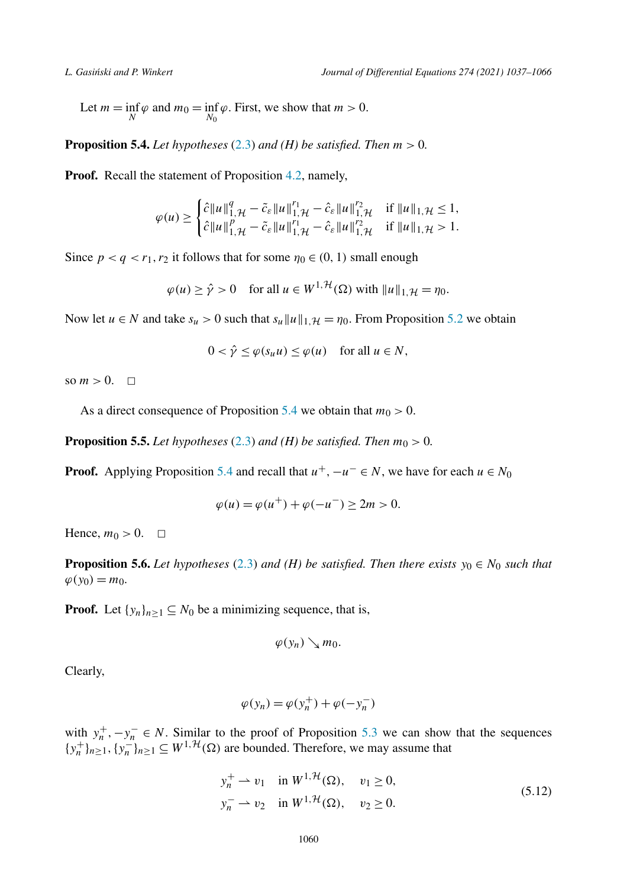Let $m = \inf_N \varphi$ and $m_0 = \inf_{N_0} \varphi$. First, we show that $m > 0$.

**Proposition 5.4.** *Let hypotheses* (2.3) *and (H) be satisfied. Then* $m > 0$.

**Proof.** Recall the statement of Proposition 4.2, namely,

$$\varphi(u) \geq \begin{cases} \hat{c}\|u\|_{1,\mathcal{H}}^q - \tilde{c}_\varepsilon \|u\|_{1,\mathcal{H}}^{r_1} - \hat{c}_\varepsilon \|u\|_{1,\mathcal{H}}^{r_2} & \text{if } \|u\|_{1,\mathcal{H}} \leq 1, \\ \hat{c}\|u\|_{1,\mathcal{H}}^p - \tilde{c}_\varepsilon \|u\|_{1,\mathcal{H}}^{r_1} - \hat{c}_\varepsilon \|u\|_{1,\mathcal{H}}^{r_2} & \text{if } \|u\|_{1,\mathcal{H}} > 1. \end{cases}$$

Since $p < q < r_1, r_2$ it follows that for some $\eta_0 \in (0,1)$ small enough

$$\varphi(u) \geq \hat{\gamma} > 0 \quad \text{for all } u \in W^{1,\mathcal{H}}(\Omega) \text{ with } \|u\|_{1,\mathcal{H}} = \eta_0.$$

Now let $u \in N$ and take $s_u > 0$ such that $s_u\|u\|_{1,\mathcal{H}} = \eta_0$. From Proposition 5.2 we obtain

$$0 < \hat{\gamma} \leq \varphi(s_u u) \leq \varphi(u) \quad \text{for all } u \in N,$$

so $m > 0$. $\square$

As a direct consequence of Proposition 5.4 we obtain that $m_0 > 0$.

**Proposition 5.5.** *Let hypotheses* (2.3) *and (H) be satisfied. Then* $m_0 > 0$.

**Proof.** Applying Proposition 5.4 and recall that $u^+, -u^- \in N$, we have for each $u \in N_0$

$$\varphi(u) = \varphi(u^+) + \varphi(-u^-) \geq 2m > 0.$$

Hence, $m_0 > 0$. $\square$

**Proposition 5.6.** *Let hypotheses* (2.3) *and (H) be satisfied. Then there exists* $y_0 \in N_0$ *such that* $\varphi(y_0) = m_0$.

**Proof.** Let $\{y_n\}_{n\geq 1} \subseteq N_0$ be a minimizing sequence, that is,

$$\varphi(y_n) \searrow m_0.$$

Clearly,

$$\varphi(y_n) = \varphi(y_n^+) + \varphi(-y_n^-)$$

with $y_n^+, -y_n^- \in N$. Similar to the proof of Proposition 5.3 we can show that the sequences $\{y_n^+\}_{n\geq 1}, \{y_n^-\}_{n\geq 1} \subseteq W^{1,\mathcal{H}}(\Omega)$ are bounded. Therefore, we may assume that

$$\begin{aligned} y_n^+ &\rightharpoonup v_1 \quad \text{in } W^{1,\mathcal{H}}(\Omega), \quad v_1 \geq 0, \\ y_n^- &\rightharpoonup v_2 \quad \text{in } W^{1,\mathcal{H}}(\Omega), \quad v_2 \geq 0. \end{aligned} \tag{5.12}$$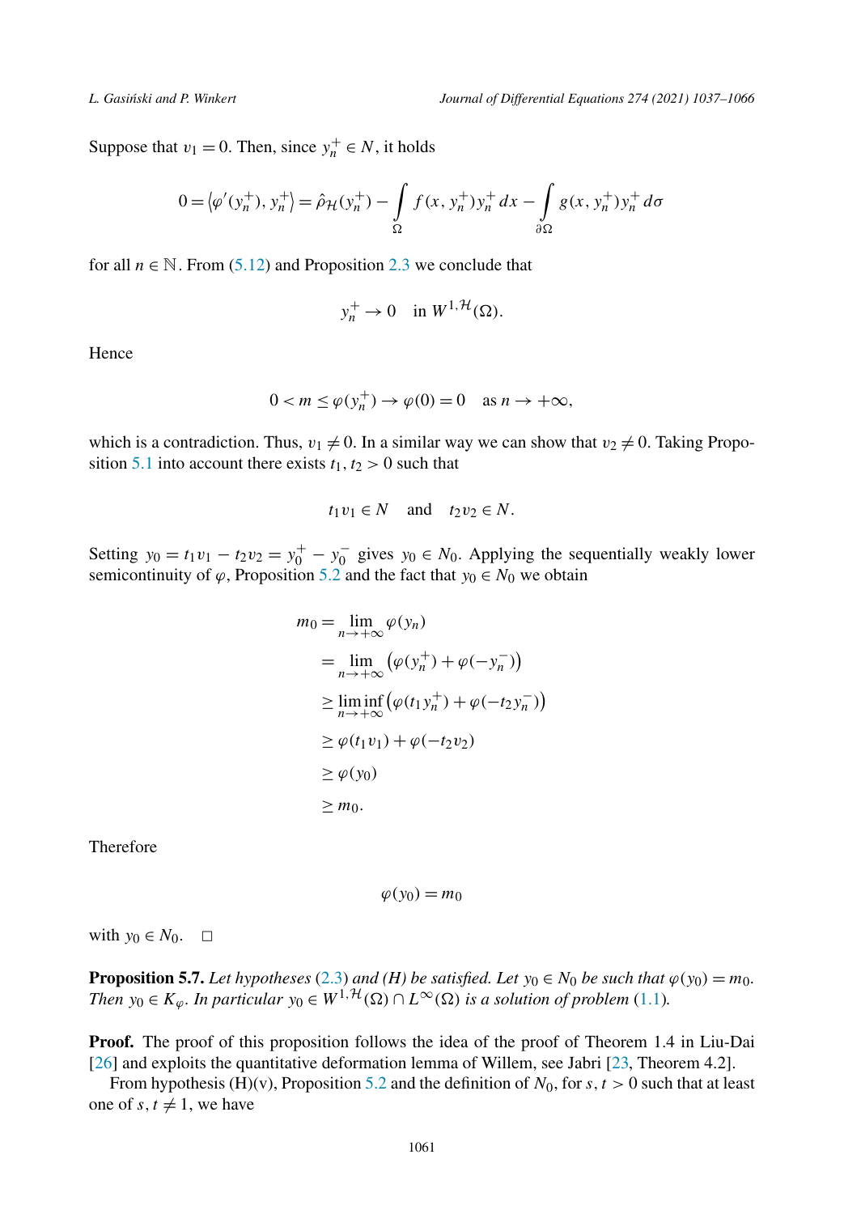Suppose that $v_1 = 0$. Then, since $y_n^+ \in N$, it holds

$$0 = \left\langle \varphi'(y_n^+), y_n^+ \right\rangle = \hat{\rho}_{\mathcal{H}}(y_n^+) - \int\limits_{\Omega} f(x, y_n^+) y_n^+ \, dx - \int\limits_{\partial\Omega} g(x, y_n^+) y_n^+ \, d\sigma$$

for all $n \in \mathbb{N}$. From (5.12) and Proposition 2.3 we conclude that

$$y_n^+ \to 0 \quad \text{in } W^{1,\mathcal{H}}(\Omega).$$

Hence

$$0 < m \le \varphi(y_n^+) \to \varphi(0) = 0 \quad \text{as } n \to +\infty,$$

which is a contradiction. Thus, $v_1 \neq 0$. In a similar way we can show that $v_2 \neq 0$. Taking Proposition 5.1 into account there exists $t_1, t_2 > 0$ such that

$$t_1 v_1 \in N \quad \text{and} \quad t_2 v_2 \in N.$$

Setting $y_0 = t_1 v_1 - t_2 v_2 = y_0^+ - y_0^-$ gives $y_0 \in N_0$. Applying the sequentially weakly lower semicontinuity of $\varphi$, Proposition 5.2 and the fact that $y_0 \in N_0$ we obtain

$$\begin{aligned}
m_0 &= \lim_{n \to +\infty} \varphi(y_n) \\
&= \lim_{n \to +\infty} \left( \varphi(y_n^+) + \varphi(-y_n^-) \right) \\
&\ge \liminf_{n \to +\infty} \left( \varphi(t_1 y_n^+) + \varphi(-t_2 y_n^-) \right) \\
&\ge \varphi(t_1 v_1) + \varphi(-t_2 v_2) \\
&\ge \varphi(y_0) \\
&\ge m_0.
\end{aligned}$$

Therefore

$$\varphi(y_0) = m_0$$

with $y_0 \in N_0$. $\square$

**Proposition 5.7.** *Let hypotheses (2.3) and (H) be satisfied. Let $y_0 \in N_0$ be such that $\varphi(y_0) = m_0$. Then $y_0 \in K_\varphi$. In particular $y_0 \in W^{1,\mathcal{H}}(\Omega) \cap L^\infty(\Omega)$ is a solution of problem (1.1).*

**Proof.** The proof of this proposition follows the idea of the proof of Theorem 1.4 in Liu-Dai [26] and exploits the quantitative deformation lemma of Willem, see Jabri [23, Theorem 4.2].

From hypothesis (H)(v), Proposition 5.2 and the definition of $N_0$, for $s, t > 0$ such that at least one of $s, t \neq 1$, we have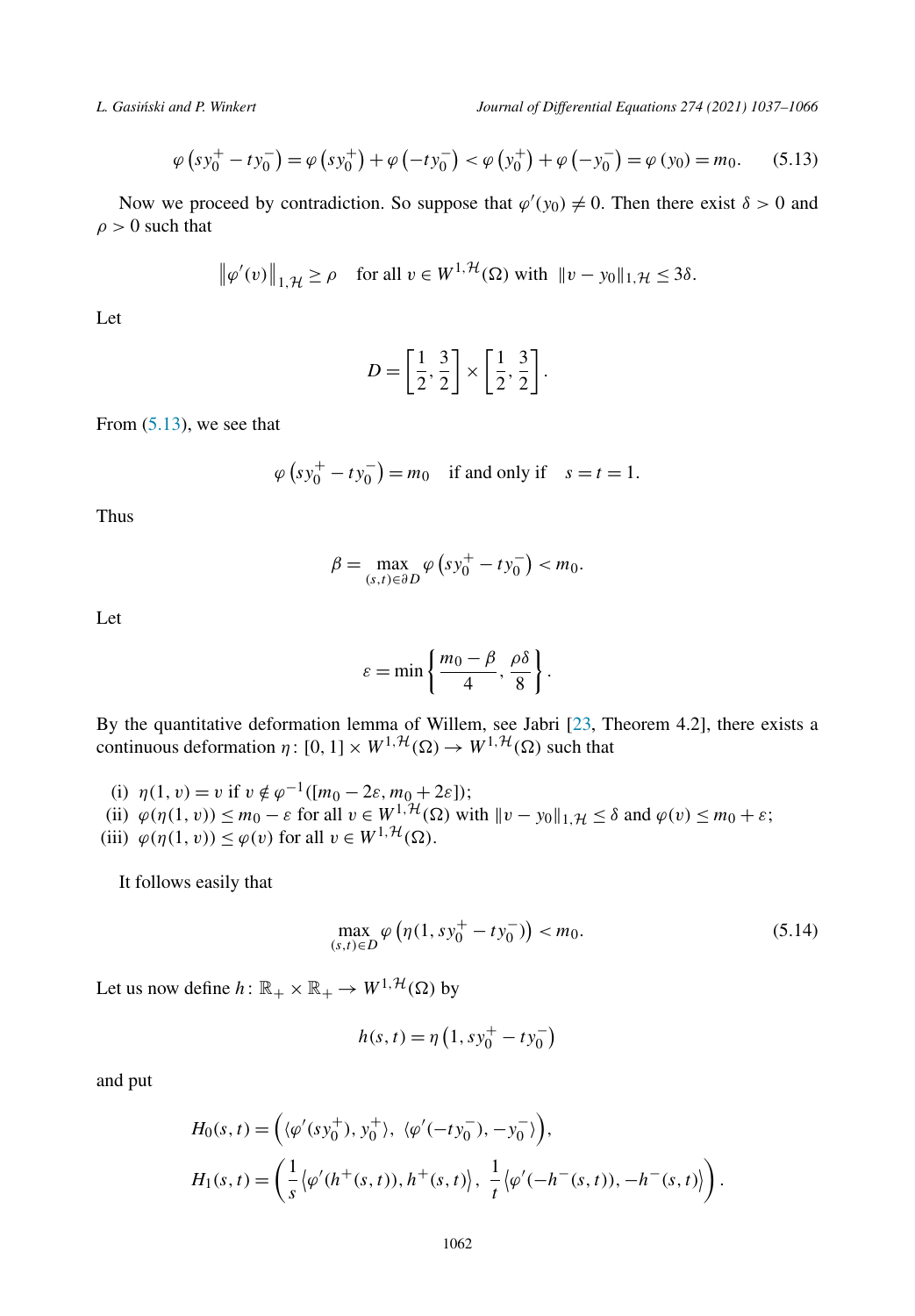$$\varphi\left(sy_0^+ - ty_0^-\right) = \varphi\left(sy_0^+\right) + \varphi\left(-ty_0^-\right) < \varphi\left(y_0^+\right) + \varphi\left(-y_0^-\right) = \varphi\left(y_0\right) = m_0. \tag{5.13}$$

Now we proceed by contradiction. So suppose that $\varphi'(y_0) \neq 0$. Then there exist $\delta > 0$ and $\rho > 0$ such that

$$\left\|\varphi'(v)\right\|_{1,\mathcal{H}} \geq \rho \quad \text{for all } v \in W^{1,\mathcal{H}}(\Omega) \text{ with } \|v - y_0\|_{1,\mathcal{H}} \leq 3\delta.$$

Let

$$D = \left[\frac{1}{2}, \frac{3}{2}\right] \times \left[\frac{1}{2}, \frac{3}{2}\right].$$

From (5.13), we see that

$$\varphi\left(sy_0^+ - ty_0^-\right) = m_0 \quad \text{if and only if} \quad s = t = 1.$$

Thus

$$\beta = \max_{(s,t)\in\partial D} \varphi\left(sy_0^+ - ty_0^-\right) < m_0.$$

Let

$$\varepsilon = \min\left\{\frac{m_0 - \beta}{4}, \frac{\rho\delta}{8}\right\}.$$

By the quantitative deformation lemma of Willem, see Jabri [23, Theorem 4.2], there exists a continuous deformation $\eta\colon [0,1] \times W^{1,\mathcal{H}}(\Omega) \to W^{1,\mathcal{H}}(\Omega)$ such that

(i) $\eta(1, v) = v$ if $v \notin \varphi^{-1}([m_0 - 2\varepsilon, m_0 + 2\varepsilon])$;
(ii) $\varphi(\eta(1, v)) \leq m_0 - \varepsilon$ for all $v \in W^{1,\mathcal{H}}(\Omega)$ with $\|v - y_0\|_{1,\mathcal{H}} \leq \delta$ and $\varphi(v) \leq m_0 + \varepsilon$;
(iii) $\varphi(\eta(1, v)) \leq \varphi(v)$ for all $v \in W^{1,\mathcal{H}}(\Omega)$.

It follows easily that

$$\max_{(s,t)\in D} \varphi\left(\eta(1, sy_0^+ - ty_0^-)\right) < m_0. \tag{5.14}$$

Let us now define $h\colon \mathbb{R}_+ \times \mathbb{R}_+ \to W^{1,\mathcal{H}}(\Omega)$ by

$$h(s,t) = \eta\left(1, sy_0^+ - ty_0^-\right)$$

and put

$$H_0(s,t) = \left(\langle\varphi'(sy_0^+), y_0^+\rangle,\ \langle\varphi'(-ty_0^-), -y_0^-\rangle\right),$$

$$H_1(s,t) = \left(\frac{1}{s}\left\langle\varphi'(h^+(s,t)), h^+(s,t)\right\rangle,\ \frac{1}{t}\left\langle\varphi'(-h^-(s,t)), -h^-(s,t)\right\rangle\right).$$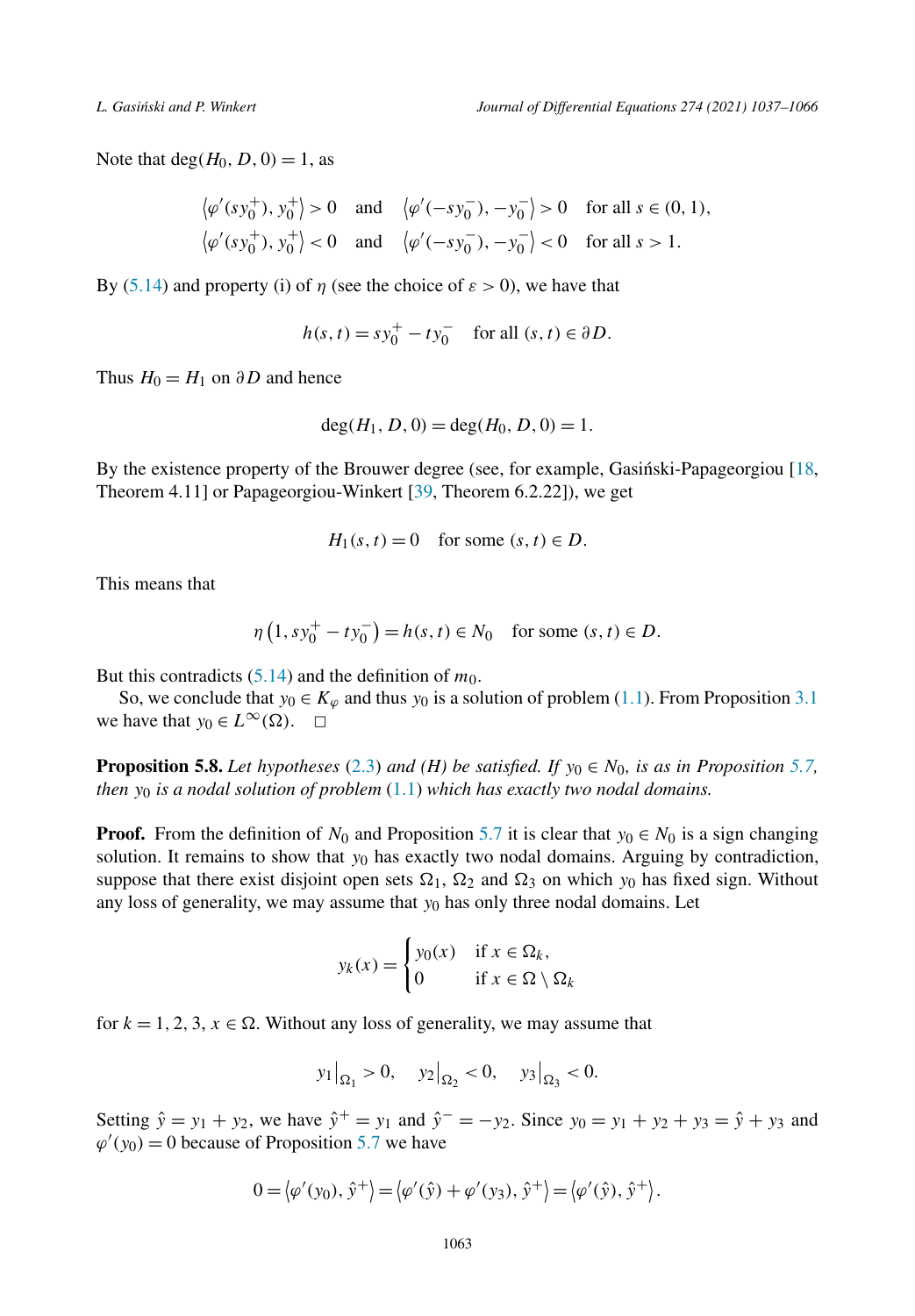Note that $\deg(H_0, D, 0) = 1$, as

$$\left\langle \varphi'(sy_0^+), y_0^+ \right\rangle > 0 \quad \text{and} \quad \left\langle \varphi'(-sy_0^-), -y_0^- \right\rangle > 0 \quad \text{for all } s \in (0,1),$$
$$\left\langle \varphi'(sy_0^+), y_0^+ \right\rangle < 0 \quad \text{and} \quad \left\langle \varphi'(-sy_0^-), -y_0^- \right\rangle < 0 \quad \text{for all } s > 1.$$

By (5.14) and property (i) of $\eta$ (see the choice of $\varepsilon > 0$), we have that

$$h(s,t) = sy_0^+ - ty_0^- \quad \text{for all } (s,t) \in \partial D.$$

Thus $H_0 = H_1$ on $\partial D$ and hence

$$\deg(H_1, D, 0) = \deg(H_0, D, 0) = 1.$$

By the existence property of the Brouwer degree (see, for example, Gasiński-Papageorgiou [18, Theorem 4.11] or Papageorgiou-Winkert [39, Theorem 6.2.22]), we get

$$H_1(s,t) = 0 \quad \text{for some } (s,t) \in D.$$

This means that

$$\eta\left(1, sy_0^+ - ty_0^-\right) = h(s,t) \in N_0 \quad \text{for some } (s,t) \in D.$$

But this contradicts (5.14) and the definition of $m_0$.

So, we conclude that $y_0 \in K_\varphi$ and thus $y_0$ is a solution of problem (1.1). From Proposition 3.1 we have that $y_0 \in L^\infty(\Omega)$. $\square$

**Proposition 5.8.** *Let hypotheses* (2.3) *and (H) be satisfied. If $y_0 \in N_0$, is as in Proposition 5.7, then $y_0$ is a nodal solution of problem* (1.1) *which has exactly two nodal domains.*

**Proof.** From the definition of $N_0$ and Proposition 5.7 it is clear that $y_0 \in N_0$ is a sign changing solution. It remains to show that $y_0$ has exactly two nodal domains. Arguing by contradiction, suppose that there exist disjoint open sets $\Omega_1$, $\Omega_2$ and $\Omega_3$ on which $y_0$ has fixed sign. Without any loss of generality, we may assume that $y_0$ has only three nodal domains. Let

$$y_k(x) = \begin{cases} y_0(x) & \text{if } x \in \Omega_k, \\ 0 & \text{if } x \in \Omega \setminus \Omega_k \end{cases}$$

for $k = 1, 2, 3$, $x \in \Omega$. Without any loss of generality, we may assume that

$$y_1\big|_{\Omega_1} > 0, \quad y_2\big|_{\Omega_2} < 0, \quad y_3\big|_{\Omega_3} < 0.$$

Setting $\hat{y} = y_1 + y_2$, we have $\hat{y}^+ = y_1$ and $\hat{y}^- = -y_2$. Since $y_0 = y_1 + y_2 + y_3 = \hat{y} + y_3$ and $\varphi'(y_0) = 0$ because of Proposition 5.7 we have

$$0 = \left\langle \varphi'(y_0), \hat{y}^+ \right\rangle = \left\langle \varphi'(\hat{y}) + \varphi'(y_3), \hat{y}^+ \right\rangle = \left\langle \varphi'(\hat{y}), \hat{y}^+ \right\rangle.$$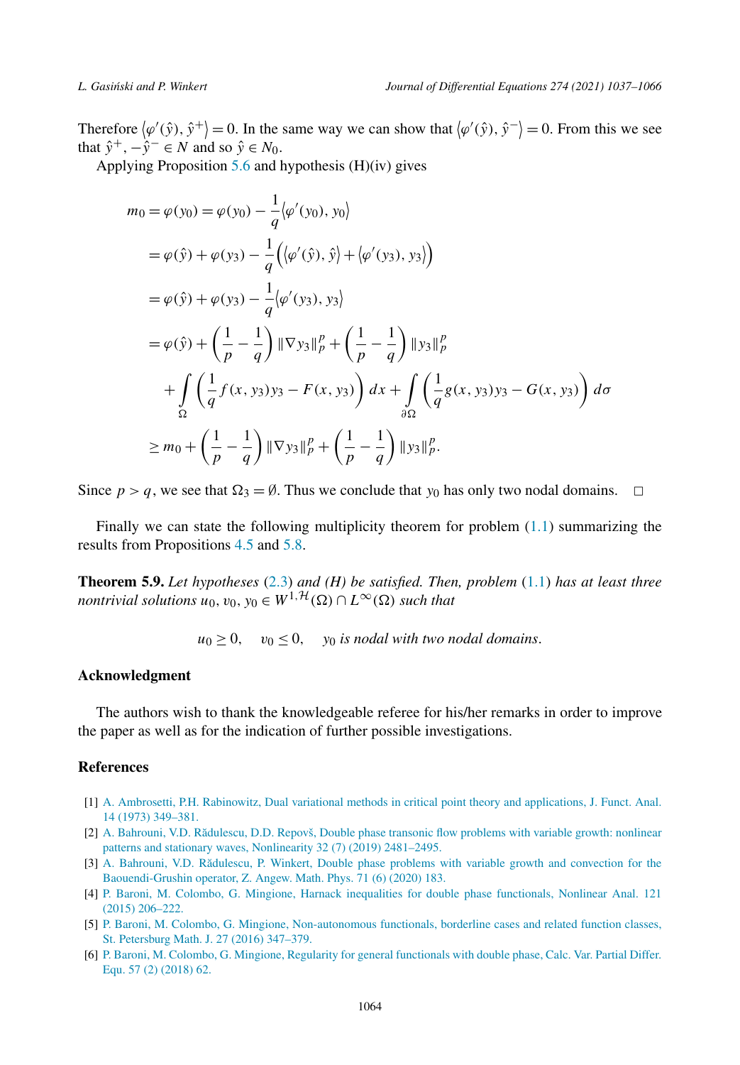Therefore $\langle \varphi'(\hat{y}), \hat{y}^+ \rangle = 0$. In the same way we can show that $\langle \varphi'(\hat{y}), \hat{y}^- \rangle = 0$. From this we see that $\hat{y}^+, -\hat{y}^- \in N$ and so $\hat{y} \in N_0$.

Applying Proposition 5.6 and hypothesis (H)(iv) gives

$$
\begin{aligned}
m_0 = \varphi(y_0) &= \varphi(y_0) - \frac{1}{q}\langle \varphi'(y_0), y_0 \rangle \\
&= \varphi(\hat{y}) + \varphi(y_3) - \frac{1}{q}\Big( \langle \varphi'(\hat{y}), \hat{y} \rangle + \langle \varphi'(y_3), y_3 \rangle \Big) \\
&= \varphi(\hat{y}) + \varphi(y_3) - \frac{1}{q}\langle \varphi'(y_3), y_3 \rangle \\
&= \varphi(\hat{y}) + \left(\frac{1}{p} - \frac{1}{q}\right) \|\nabla y_3\|_p^p + \left(\frac{1}{p} - \frac{1}{q}\right) \|y_3\|_p^p \\
&\quad + \int_\Omega \left( \frac{1}{q} f(x, y_3) y_3 - F(x, y_3) \right) dx + \int_{\partial\Omega} \left( \frac{1}{q} g(x, y_3) y_3 - G(x, y_3) \right) d\sigma \\
&\geq m_0 + \left(\frac{1}{p} - \frac{1}{q}\right) \|\nabla y_3\|_p^p + \left(\frac{1}{p} - \frac{1}{q}\right) \|y_3\|_p^p.
\end{aligned}
$$

Since $p > q$, we see that $\Omega_3 = \emptyset$. Thus we conclude that $y_0$ has only two nodal domains. $\square$

Finally we can state the following multiplicity theorem for problem (1.1) summarizing the results from Propositions 4.5 and 5.8.

**Theorem 5.9.** *Let hypotheses* (2.3) *and (H) be satisfied. Then, problem* (1.1) *has at least three nontrivial solutions* $u_0, v_0, y_0 \in W^{1,\mathcal{H}}(\Omega) \cap L^\infty(\Omega)$ *such that*

$$
u_0 \geq 0, \quad v_0 \leq 0, \quad y_0 \text{ is nodal with two nodal domains.}
$$

## Acknowledgment

The authors wish to thank the knowledgeable referee for his/her remarks in order to improve the paper as well as for the indication of further possible investigations.

## References

[1] A. Ambrosetti, P.H. Rabinowitz, Dual variational methods in critical point theory and applications, J. Funct. Anal. 14 (1973) 349–381.

[2] A. Bahrouni, V.D. Rădulescu, D.D. Repovš, Double phase transonic flow problems with variable growth: nonlinear patterns and stationary waves, Nonlinearity 32 (7) (2019) 2481–2495.

[3] A. Bahrouni, V.D. Rădulescu, P. Winkert, Double phase problems with variable growth and convection for the Baouendi-Grushin operator, Z. Angew. Math. Phys. 71 (6) (2020) 183.

[4] P. Baroni, M. Colombo, G. Mingione, Harnack inequalities for double phase functionals, Nonlinear Anal. 121 (2015) 206–222.

[5] P. Baroni, M. Colombo, G. Mingione, Non-autonomous functionals, borderline cases and related function classes, St. Petersburg Math. J. 27 (2016) 347–379.

[6] P. Baroni, M. Colombo, G. Mingione, Regularity for general functionals with double phase, Calc. Var. Partial Differ. Equ. 57 (2) (2018) 62.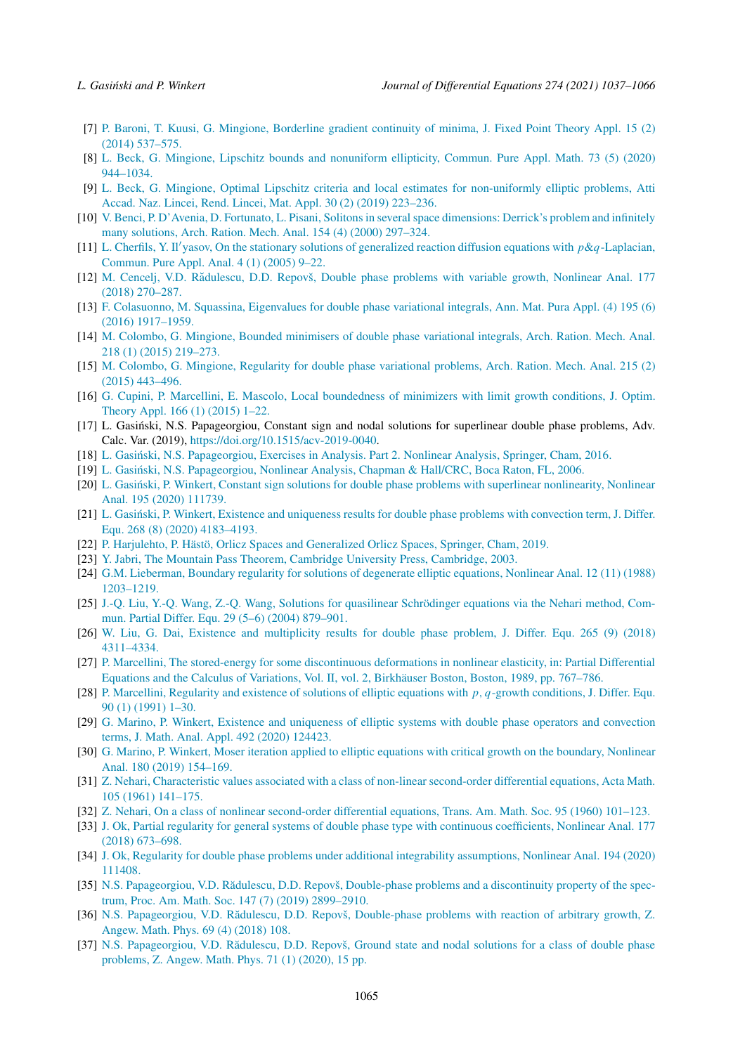[7] P. Baroni, T. Kuusi, G. Mingione, Borderline gradient continuity of minima, J. Fixed Point Theory Appl. 15 (2) (2014) 537–575.

[8] L. Beck, G. Mingione, Lipschitz bounds and nonuniform ellipticity, Commun. Pure Appl. Math. 73 (5) (2020) 944–1034.

[9] L. Beck, G. Mingione, Optimal Lipschitz criteria and local estimates for non-uniformly elliptic problems, Atti Accad. Naz. Lincei, Rend. Lincei, Mat. Appl. 30 (2) (2019) 223–236.

[10] V. Benci, P. D'Avenia, D. Fortunato, L. Pisani, Solitons in several space dimensions: Derrick's problem and infinitely many solutions, Arch. Ration. Mech. Anal. 154 (4) (2000) 297–324.

[11] L. Cherfils, Y. Il′yasov, On the stationary solutions of generalized reaction diffusion equations with $p\&q$-Laplacian, Commun. Pure Appl. Anal. 4 (1) (2005) 9–22.

[12] M. Cencelj, V.D. Rădulescu, D.D. Repovš, Double phase problems with variable growth, Nonlinear Anal. 177 (2018) 270–287.

[13] F. Colasuonno, M. Squassina, Eigenvalues for double phase variational integrals, Ann. Mat. Pura Appl. (4) 195 (6) (2016) 1917–1959.

[14] M. Colombo, G. Mingione, Bounded minimisers of double phase variational integrals, Arch. Ration. Mech. Anal. 218 (1) (2015) 219–273.

[15] M. Colombo, G. Mingione, Regularity for double phase variational problems, Arch. Ration. Mech. Anal. 215 (2) (2015) 443–496.

[16] G. Cupini, P. Marcellini, E. Mascolo, Local boundedness of minimizers with limit growth conditions, J. Optim. Theory Appl. 166 (1) (2015) 1–22.

[17] L. Gasiński, N.S. Papageorgiou, Constant sign and nodal solutions for superlinear double phase problems, Adv. Calc. Var. (2019), https://doi.org/10.1515/acv-2019-0040.

[18] L. Gasiński, N.S. Papageorgiou, Exercises in Analysis. Part 2. Nonlinear Analysis, Springer, Cham, 2016.

[19] L. Gasiński, N.S. Papageorgiou, Nonlinear Analysis, Chapman & Hall/CRC, Boca Raton, FL, 2006.

[20] L. Gasiński, P. Winkert, Constant sign solutions for double phase problems with superlinear nonlinearity, Nonlinear Anal. 195 (2020) 111739.

[21] L. Gasiński, P. Winkert, Existence and uniqueness results for double phase problems with convection term, J. Differ. Equ. 268 (8) (2020) 4183–4193.

[22] P. Harjulehto, P. Hästö, Orlicz Spaces and Generalized Orlicz Spaces, Springer, Cham, 2019.

[23] Y. Jabri, The Mountain Pass Theorem, Cambridge University Press, Cambridge, 2003.

[24] G.M. Lieberman, Boundary regularity for solutions of degenerate elliptic equations, Nonlinear Anal. 12 (11) (1988) 1203–1219.

[25] J.-Q. Liu, Y.-Q. Wang, Z.-Q. Wang, Solutions for quasilinear Schrödinger equations via the Nehari method, Commun. Partial Differ. Equ. 29 (5–6) (2004) 879–901.

[26] W. Liu, G. Dai, Existence and multiplicity results for double phase problem, J. Differ. Equ. 265 (9) (2018) 4311–4334.

[27] P. Marcellini, The stored-energy for some discontinuous deformations in nonlinear elasticity, in: Partial Differential Equations and the Calculus of Variations, Vol. II, vol. 2, Birkhäuser Boston, Boston, 1989, pp. 767–786.

[28] P. Marcellini, Regularity and existence of solutions of elliptic equations with $p, q$-growth conditions, J. Differ. Equ. 90 (1) (1991) 1–30.

[29] G. Marino, P. Winkert, Existence and uniqueness of elliptic systems with double phase operators and convection terms, J. Math. Anal. Appl. 492 (2020) 124423.

[30] G. Marino, P. Winkert, Moser iteration applied to elliptic equations with critical growth on the boundary, Nonlinear Anal. 180 (2019) 154–169.

[31] Z. Nehari, Characteristic values associated with a class of non-linear second-order differential equations, Acta Math. 105 (1961) 141–175.

[32] Z. Nehari, On a class of nonlinear second-order differential equations, Trans. Am. Math. Soc. 95 (1960) 101–123.

[33] J. Ok, Partial regularity for general systems of double phase type with continuous coefficients, Nonlinear Anal. 177 (2018) 673–698.

[34] J. Ok, Regularity for double phase problems under additional integrability assumptions, Nonlinear Anal. 194 (2020) 111408.

[35] N.S. Papageorgiou, V.D. Rădulescu, D.D. Repovš, Double-phase problems and a discontinuity property of the spectrum, Proc. Am. Math. Soc. 147 (7) (2019) 2899–2910.

[36] N.S. Papageorgiou, V.D. Rădulescu, D.D. Repovš, Double-phase problems with reaction of arbitrary growth, Z. Angew. Math. Phys. 69 (4) (2018) 108.

[37] N.S. Papageorgiou, V.D. Rădulescu, D.D. Repovš, Ground state and nodal solutions for a class of double phase problems, Z. Angew. Math. Phys. 71 (1) (2020), 15 pp.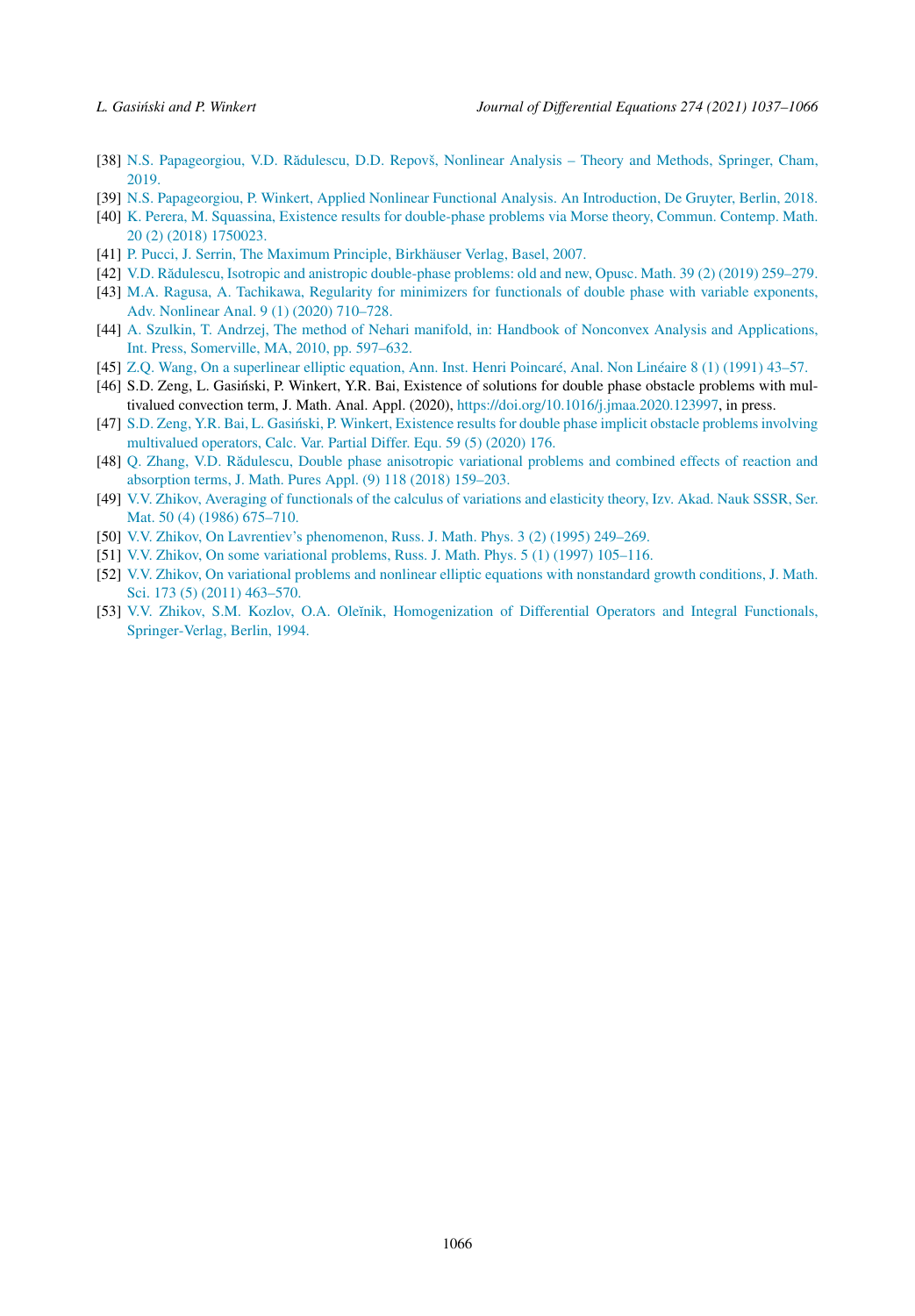[38] N.S. Papageorgiou, V.D. Rădulescu, D.D. Repovš, Nonlinear Analysis – Theory and Methods, Springer, Cham, 2019.

[39] N.S. Papageorgiou, P. Winkert, Applied Nonlinear Functional Analysis. An Introduction, De Gruyter, Berlin, 2018.

[40] K. Perera, M. Squassina, Existence results for double-phase problems via Morse theory, Commun. Contemp. Math. 20 (2) (2018) 1750023.

[41] P. Pucci, J. Serrin, The Maximum Principle, Birkhäuser Verlag, Basel, 2007.

[42] V.D. Rădulescu, Isotropic and anistropic double-phase problems: old and new, Opusc. Math. 39 (2) (2019) 259–279.

[43] M.A. Ragusa, A. Tachikawa, Regularity for minimizers for functionals of double phase with variable exponents, Adv. Nonlinear Anal. 9 (1) (2020) 710–728.

[44] A. Szulkin, T. Andrzej, The method of Nehari manifold, in: Handbook of Nonconvex Analysis and Applications, Int. Press, Somerville, MA, 2010, pp. 597–632.

[45] Z.Q. Wang, On a superlinear elliptic equation, Ann. Inst. Henri Poincaré, Anal. Non Linéaire 8 (1) (1991) 43–57.

[46] S.D. Zeng, L. Gasiński, P. Winkert, Y.R. Bai, Existence of solutions for double phase obstacle problems with multivalued convection term, J. Math. Anal. Appl. (2020), https://doi.org/10.1016/j.jmaa.2020.123997, in press.

[47] S.D. Zeng, Y.R. Bai, L. Gasiński, P. Winkert, Existence results for double phase implicit obstacle problems involving multivalued operators, Calc. Var. Partial Differ. Equ. 59 (5) (2020) 176.

[48] Q. Zhang, V.D. Rădulescu, Double phase anisotropic variational problems and combined effects of reaction and absorption terms, J. Math. Pures Appl. (9) 118 (2018) 159–203.

[49] V.V. Zhikov, Averaging of functionals of the calculus of variations and elasticity theory, Izv. Akad. Nauk SSSR, Ser. Mat. 50 (4) (1986) 675–710.

[50] V.V. Zhikov, On Lavrentiev's phenomenon, Russ. J. Math. Phys. 3 (2) (1995) 249–269.

[51] V.V. Zhikov, On some variational problems, Russ. J. Math. Phys. 5 (1) (1997) 105–116.

[52] V.V. Zhikov, On variational problems and nonlinear elliptic equations with nonstandard growth conditions, J. Math. Sci. 173 (5) (2011) 463–570.

[53] V.V. Zhikov, S.M. Kozlov, O.A. Oleĭnik, Homogenization of Differential Operators and Integral Functionals, Springer-Verlag, Berlin, 1994.